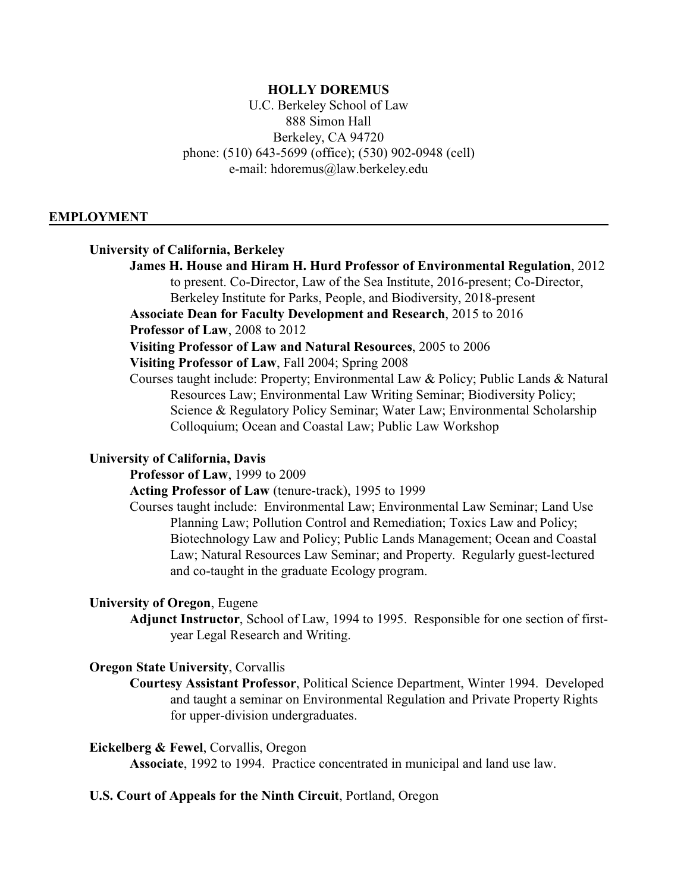**HOLLY DOREMUS**
U.C. Berkeley School of Law
888 Simon Hall
Berkeley, CA 94720
phone: (510) 643-5699 (office); (530) 902-0948 (cell)
e-mail: hdoremus@law.berkeley.edu

## EMPLOYMENT

**University of California, Berkeley**

**James H. House and Hiram H. Hurd Professor of Environmental Regulation**, 2012 to present. Co-Director, Law of the Sea Institute, 2016-present; Co-Director, Berkeley Institute for Parks, People, and Biodiversity, 2018-present

**Associate Dean for Faculty Development and Research**, 2015 to 2016

**Professor of Law**, 2008 to 2012

**Visiting Professor of Law and Natural Resources**, 2005 to 2006

**Visiting Professor of Law**, Fall 2004; Spring 2008

Courses taught include: Property; Environmental Law & Policy; Public Lands & Natural Resources Law; Environmental Law Writing Seminar; Biodiversity Policy; Science & Regulatory Policy Seminar; Water Law; Environmental Scholarship Colloquium; Ocean and Coastal Law; Public Law Workshop

**University of California, Davis**

**Professor of Law**, 1999 to 2009

**Acting Professor of Law** (tenure-track), 1995 to 1999

Courses taught include: Environmental Law; Environmental Law Seminar; Land Use Planning Law; Pollution Control and Remediation; Toxics Law and Policy; Biotechnology Law and Policy; Public Lands Management; Ocean and Coastal Law; Natural Resources Law Seminar; and Property. Regularly guest-lectured and co-taught in the graduate Ecology program.

**University of Oregon**, Eugene

**Adjunct Instructor**, School of Law, 1994 to 1995. Responsible for one section of first-year Legal Research and Writing.

**Oregon State University**, Corvallis

**Courtesy Assistant Professor**, Political Science Department, Winter 1994. Developed and taught a seminar on Environmental Regulation and Private Property Rights for upper-division undergraduates.

**Eickelberg & Fewel**, Corvallis, Oregon

**Associate**, 1992 to 1994. Practice concentrated in municipal and land use law.

**U.S. Court of Appeals for the Ninth Circuit**, Portland, Oregon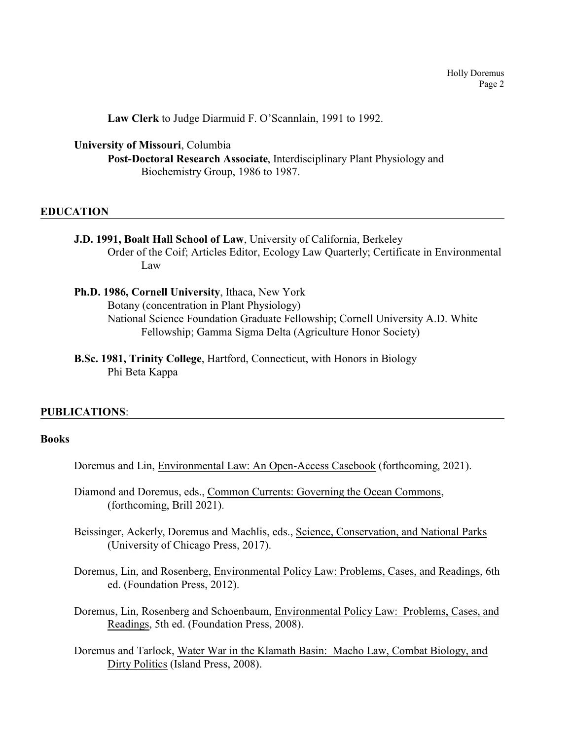**Law Clerk** to Judge Diarmuid F. O'Scannlain, 1991 to 1992.

**University of Missouri**, Columbia
**Post-Doctoral Research Associate**, Interdisciplinary Plant Physiology and Biochemistry Group, 1986 to 1987.

## EDUCATION

**J.D. 1991, Boalt Hall School of Law**, University of California, Berkeley
Order of the Coif; Articles Editor, Ecology Law Quarterly; Certificate in Environmental Law

**Ph.D. 1986, Cornell University**, Ithaca, New York
Botany (concentration in Plant Physiology)
National Science Foundation Graduate Fellowship; Cornell University A.D. White Fellowship; Gamma Sigma Delta (Agriculture Honor Society)

**B.Sc. 1981, Trinity College**, Hartford, Connecticut, with Honors in Biology
Phi Beta Kappa

## PUBLICATIONS:

### Books

Doremus and Lin, Environmental Law: An Open-Access Casebook (forthcoming, 2021).

Diamond and Doremus, eds., Common Currents: Governing the Ocean Commons, (forthcoming, Brill 2021).

Beissinger, Ackerly, Doremus and Machlis, eds., Science, Conservation, and National Parks (University of Chicago Press, 2017).

Doremus, Lin, and Rosenberg, Environmental Policy Law: Problems, Cases, and Readings, 6th ed. (Foundation Press, 2012).

Doremus, Lin, Rosenberg and Schoenbaum, Environmental Policy Law: Problems, Cases, and Readings, 5th ed. (Foundation Press, 2008).

Doremus and Tarlock, Water War in the Klamath Basin: Macho Law, Combat Biology, and Dirty Politics (Island Press, 2008).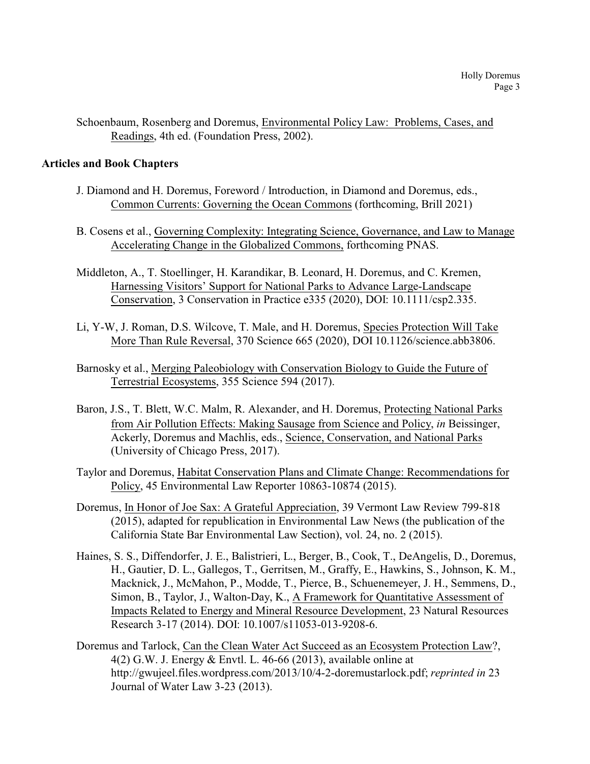Schoenbaum, Rosenberg and Doremus, Environmental Policy Law: Problems, Cases, and Readings, 4th ed. (Foundation Press, 2002).

**Articles and Book Chapters**

J. Diamond and H. Doremus, Foreword / Introduction, in Diamond and Doremus, eds., Common Currents: Governing the Ocean Commons (forthcoming, Brill 2021)

B. Cosens et al., Governing Complexity: Integrating Science, Governance, and Law to Manage Accelerating Change in the Globalized Commons, forthcoming PNAS.

Middleton, A., T. Stoellinger, H. Karandikar, B. Leonard, H. Doremus, and C. Kremen, Harnessing Visitors' Support for National Parks to Advance Large-Landscape Conservation, 3 Conservation in Practice e335 (2020), DOI: 10.1111/csp2.335.

Li, Y-W, J. Roman, D.S. Wilcove, T. Male, and H. Doremus, Species Protection Will Take More Than Rule Reversal, 370 Science 665 (2020), DOI 10.1126/science.abb3806.

Barnosky et al., Merging Paleobiology with Conservation Biology to Guide the Future of Terrestrial Ecosystems, 355 Science 594 (2017).

Baron, J.S., T. Blett, W.C. Malm, R. Alexander, and H. Doremus, Protecting National Parks from Air Pollution Effects: Making Sausage from Science and Policy, *in* Beissinger, Ackerly, Doremus and Machlis, eds., Science, Conservation, and National Parks (University of Chicago Press, 2017).

Taylor and Doremus, Habitat Conservation Plans and Climate Change: Recommendations for Policy, 45 Environmental Law Reporter 10863-10874 (2015).

Doremus, In Honor of Joe Sax: A Grateful Appreciation, 39 Vermont Law Review 799-818 (2015), adapted for republication in Environmental Law News (the publication of the California State Bar Environmental Law Section), vol. 24, no. 2 (2015).

Haines, S. S., Diffendorfer, J. E., Balistrieri, L., Berger, B., Cook, T., DeAngelis, D., Doremus, H., Gautier, D. L., Gallegos, T., Gerritsen, M., Graffy, E., Hawkins, S., Johnson, K. M., Macknick, J., McMahon, P., Modde, T., Pierce, B., Schuenemeyer, J. H., Semmens, D., Simon, B., Taylor, J., Walton-Day, K., A Framework for Quantitative Assessment of Impacts Related to Energy and Mineral Resource Development, 23 Natural Resources Research 3-17 (2014). DOI: 10.1007/s11053-013-9208-6.

Doremus and Tarlock, Can the Clean Water Act Succeed as an Ecosystem Protection Law?, 4(2) G.W. J. Energy & Envtl. L. 46-66 (2013), available online at http://gwujeel.files.wordpress.com/2013/10/4-2-doremustarlock.pdf; *reprinted in* 23 Journal of Water Law 3-23 (2013).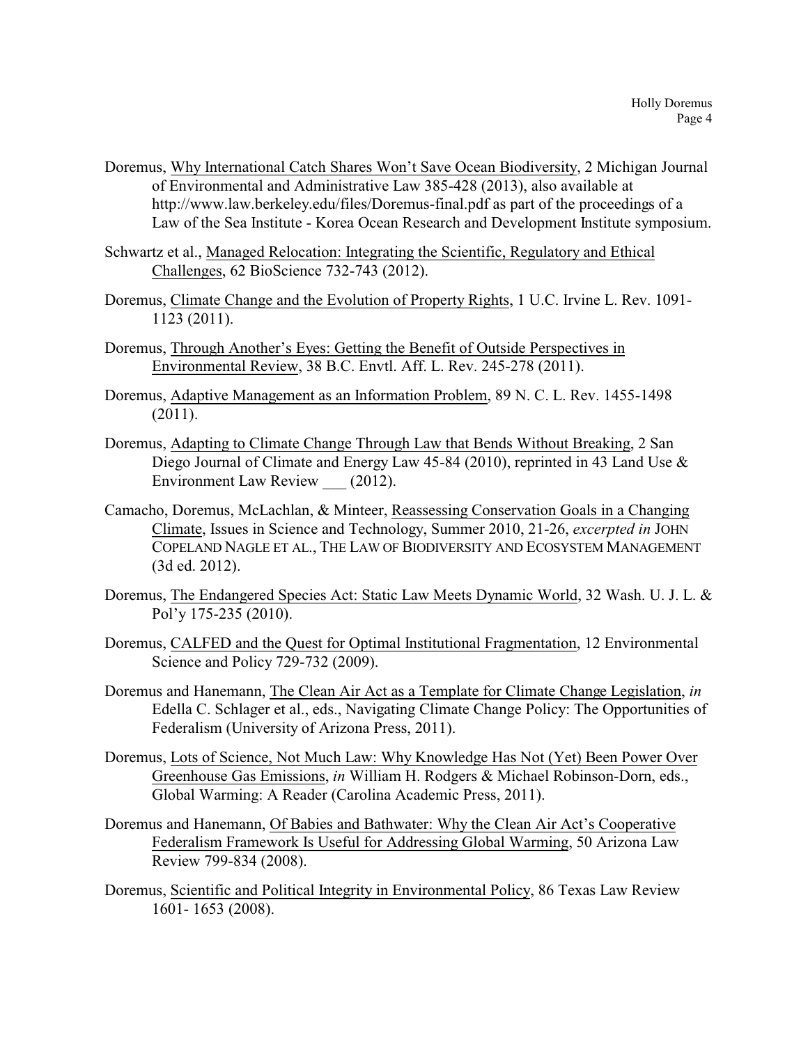Doremus, <u>Why International Catch Shares Won't Save Ocean Biodiversity</u>, 2 Michigan Journal of Environmental and Administrative Law 385-428 (2013), also available at http://www.law.berkeley.edu/files/Doremus-final.pdf as part of the proceedings of a Law of the Sea Institute - Korea Ocean Research and Development Institute symposium.

Schwartz et al., <u>Managed Relocation: Integrating the Scientific, Regulatory and Ethical Challenges</u>, 62 BioScience 732-743 (2012).

Doremus, <u>Climate Change and the Evolution of Property Rights</u>, 1 U.C. Irvine L. Rev. 1091-1123 (2011).

Doremus, <u>Through Another's Eyes: Getting the Benefit of Outside Perspectives in Environmental Review</u>, 38 B.C. Envtl. Aff. L. Rev. 245-278 (2011).

Doremus, <u>Adaptive Management as an Information Problem</u>, 89 N. C. L. Rev. 1455-1498 (2011).

Doremus, <u>Adapting to Climate Change Through Law that Bends Without Breaking</u>, 2 San Diego Journal of Climate and Energy Law 45-84 (2010), reprinted in 43 Land Use & Environment Law Review ___ (2012).

Camacho, Doremus, McLachlan, & Minteer, <u>Reassessing Conservation Goals in a Changing Climate</u>, Issues in Science and Technology, Summer 2010, 21-26, *excerpted in* JOHN COPELAND NAGLE ET AL., THE LAW OF BIODIVERSITY AND ECOSYSTEM MANAGEMENT (3d ed. 2012).

Doremus, <u>The Endangered Species Act: Static Law Meets Dynamic World</u>, 32 Wash. U. J. L. & Pol'y 175-235 (2010).

Doremus, <u>CALFED and the Quest for Optimal Institutional Fragmentation</u>, 12 Environmental Science and Policy 729-732 (2009).

Doremus and Hanemann, <u>The Clean Air Act as a Template for Climate Change Legislation</u>, *in* Edella C. Schlager et al., eds., Navigating Climate Change Policy: The Opportunities of Federalism (University of Arizona Press, 2011).

Doremus, <u>Lots of Science, Not Much Law: Why Knowledge Has Not (Yet) Been Power Over Greenhouse Gas Emissions</u>, *in* William H. Rodgers & Michael Robinson-Dorn, eds., Global Warming: A Reader (Carolina Academic Press, 2011).

Doremus and Hanemann, <u>Of Babies and Bathwater: Why the Clean Air Act's Cooperative Federalism Framework Is Useful for Addressing Global Warming</u>, 50 Arizona Law Review 799-834 (2008).

Doremus, <u>Scientific and Political Integrity in Environmental Policy</u>, 86 Texas Law Review 1601- 1653 (2008).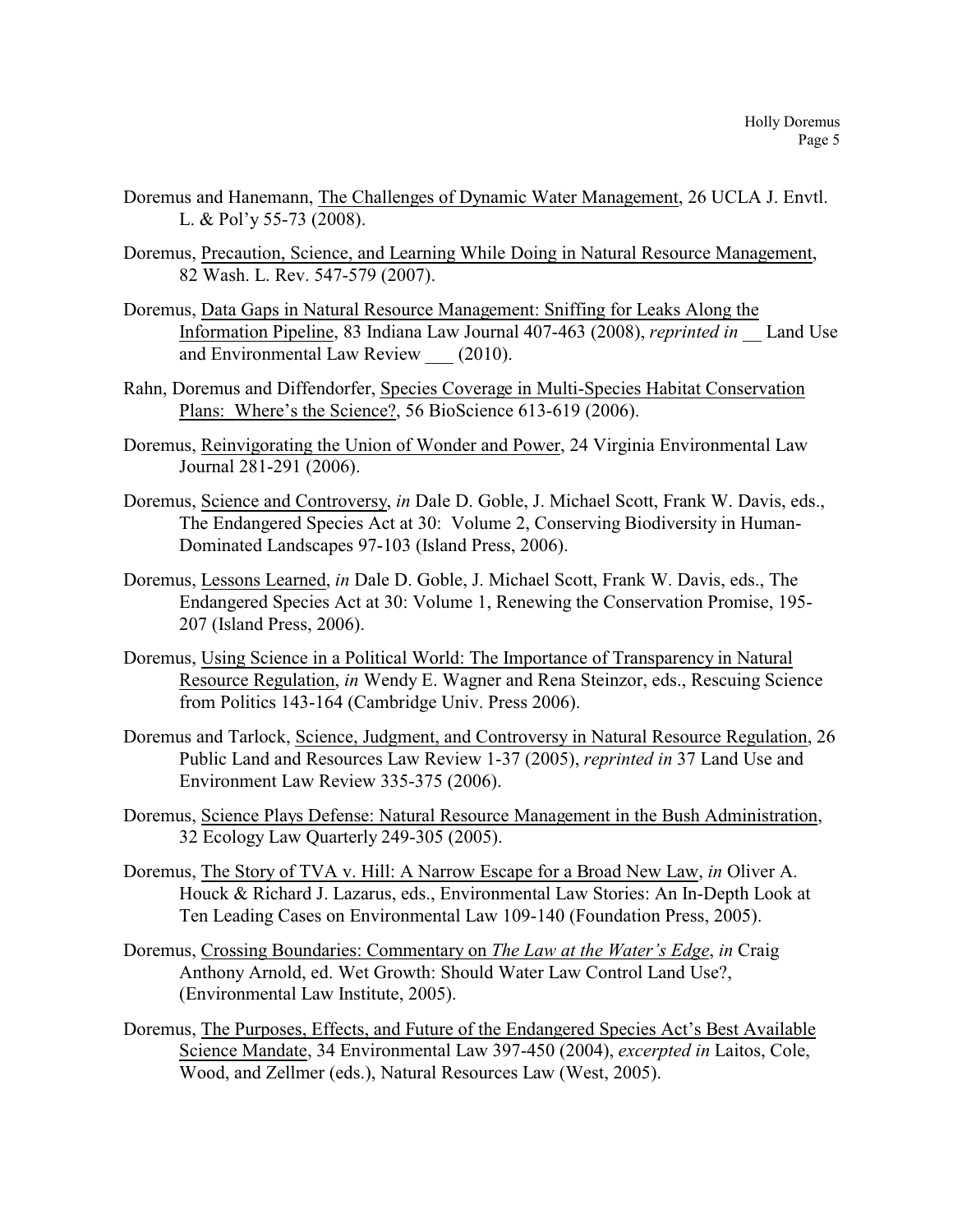Doremus and Hanemann, <u>The Challenges of Dynamic Water Management</u>, 26 UCLA J. Envtl. L. & Pol'y 55-73 (2008).

Doremus, <u>Precaution, Science, and Learning While Doing in Natural Resource Management</u>, 82 Wash. L. Rev. 547-579 (2007).

Doremus, <u>Data Gaps in Natural Resource Management: Sniffing for Leaks Along the Information Pipeline</u>, 83 Indiana Law Journal 407-463 (2008), *reprinted in* __ Land Use and Environmental Law Review ___ (2010).

Rahn, Doremus and Diffendorfer, <u>Species Coverage in Multi-Species Habitat Conservation Plans: Where's the Science?</u>, 56 BioScience 613-619 (2006).

Doremus, <u>Reinvigorating the Union of Wonder and Power</u>, 24 Virginia Environmental Law Journal 281-291 (2006).

Doremus, <u>Science and Controversy</u>, *in* Dale D. Goble, J. Michael Scott, Frank W. Davis, eds., The Endangered Species Act at 30: Volume 2, Conserving Biodiversity in Human-Dominated Landscapes 97-103 (Island Press, 2006).

Doremus, <u>Lessons Learned</u>, *in* Dale D. Goble, J. Michael Scott, Frank W. Davis, eds., The Endangered Species Act at 30: Volume 1, Renewing the Conservation Promise, 195-207 (Island Press, 2006).

Doremus, <u>Using Science in a Political World: The Importance of Transparency in Natural Resource Regulation</u>, *in* Wendy E. Wagner and Rena Steinzor, eds., Rescuing Science from Politics 143-164 (Cambridge Univ. Press 2006).

Doremus and Tarlock, <u>Science, Judgment, and Controversy in Natural Resource Regulation</u>, 26 Public Land and Resources Law Review 1-37 (2005), *reprinted in* 37 Land Use and Environment Law Review 335-375 (2006).

Doremus, <u>Science Plays Defense: Natural Resource Management in the Bush Administration</u>, 32 Ecology Law Quarterly 249-305 (2005).

Doremus, <u>The Story of TVA v. Hill: A Narrow Escape for a Broad New Law</u>, *in* Oliver A. Houck & Richard J. Lazarus, eds., Environmental Law Stories: An In-Depth Look at Ten Leading Cases on Environmental Law 109-140 (Foundation Press, 2005).

Doremus, <u>Crossing Boundaries: Commentary on *The Law at the Water's Edge*</u>, *in* Craig Anthony Arnold, ed. Wet Growth: Should Water Law Control Land Use?, (Environmental Law Institute, 2005).

Doremus, <u>The Purposes, Effects, and Future of the Endangered Species Act's Best Available Science Mandate</u>, 34 Environmental Law 397-450 (2004), *excerpted in* Laitos, Cole, Wood, and Zellmer (eds.), Natural Resources Law (West, 2005).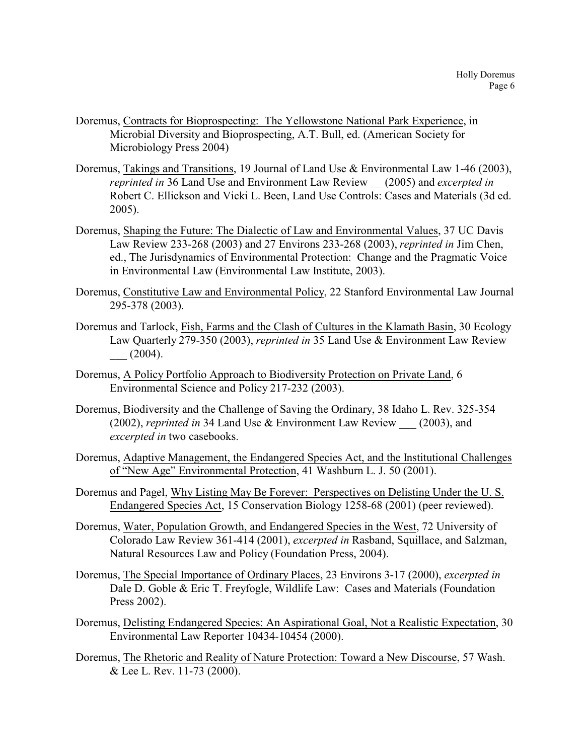Doremus, Contracts for Bioprospecting: The Yellowstone National Park Experience, in Microbial Diversity and Bioprospecting, A.T. Bull, ed. (American Society for Microbiology Press 2004)

Doremus, Takings and Transitions, 19 Journal of Land Use & Environmental Law 1-46 (2003), *reprinted in* 36 Land Use and Environment Law Review __ (2005) and *excerpted in* Robert C. Ellickson and Vicki L. Been, Land Use Controls: Cases and Materials (3d ed. 2005).

Doremus, Shaping the Future: The Dialectic of Law and Environmental Values, 37 UC Davis Law Review 233-268 (2003) and 27 Environs 233-268 (2003), *reprinted in* Jim Chen, ed., The Jurisdynamics of Environmental Protection: Change and the Pragmatic Voice in Environmental Law (Environmental Law Institute, 2003).

Doremus, Constitutive Law and Environmental Policy, 22 Stanford Environmental Law Journal 295-378 (2003).

Doremus and Tarlock, Fish, Farms and the Clash of Cultures in the Klamath Basin, 30 Ecology Law Quarterly 279-350 (2003), *reprinted in* 35 Land Use & Environment Law Review ___ (2004).

Doremus, A Policy Portfolio Approach to Biodiversity Protection on Private Land, 6 Environmental Science and Policy 217-232 (2003).

Doremus, Biodiversity and the Challenge of Saving the Ordinary, 38 Idaho L. Rev. 325-354 (2002), *reprinted in* 34 Land Use & Environment Law Review ___ (2003), and *excerpted in* two casebooks.

Doremus, Adaptive Management, the Endangered Species Act, and the Institutional Challenges of "New Age" Environmental Protection, 41 Washburn L. J. 50 (2001).

Doremus and Pagel, Why Listing May Be Forever: Perspectives on Delisting Under the U. S. Endangered Species Act, 15 Conservation Biology 1258-68 (2001) (peer reviewed).

Doremus, Water, Population Growth, and Endangered Species in the West, 72 University of Colorado Law Review 361-414 (2001), *excerpted in* Rasband, Squillace, and Salzman, Natural Resources Law and Policy (Foundation Press, 2004).

Doremus, The Special Importance of Ordinary Places, 23 Environs 3-17 (2000), *excerpted in* Dale D. Goble & Eric T. Freyfogle, Wildlife Law: Cases and Materials (Foundation Press 2002).

Doremus, Delisting Endangered Species: An Aspirational Goal, Not a Realistic Expectation, 30 Environmental Law Reporter 10434-10454 (2000).

Doremus, The Rhetoric and Reality of Nature Protection: Toward a New Discourse, 57 Wash. & Lee L. Rev. 11-73 (2000).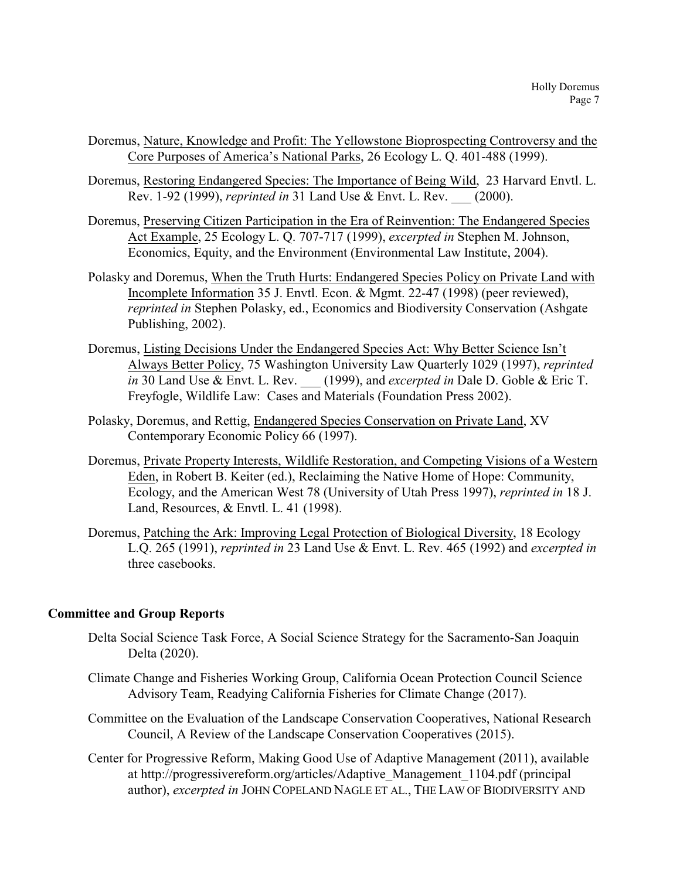Doremus, Nature, Knowledge and Profit: The Yellowstone Bioprospecting Controversy and the Core Purposes of America's National Parks, 26 Ecology L. Q. 401-488 (1999).

Doremus, Restoring Endangered Species: The Importance of Being Wild, 23 Harvard Envtl. L. Rev. 1-92 (1999), *reprinted in* 31 Land Use & Envt. L. Rev. ___ (2000).

Doremus, Preserving Citizen Participation in the Era of Reinvention: The Endangered Species Act Example, 25 Ecology L. Q. 707-717 (1999), *excerpted in* Stephen M. Johnson, Economics, Equity, and the Environment (Environmental Law Institute, 2004).

Polasky and Doremus, When the Truth Hurts: Endangered Species Policy on Private Land with Incomplete Information 35 J. Envtl. Econ. & Mgmt. 22-47 (1998) (peer reviewed), *reprinted in* Stephen Polasky, ed., Economics and Biodiversity Conservation (Ashgate Publishing, 2002).

Doremus, Listing Decisions Under the Endangered Species Act: Why Better Science Isn't Always Better Policy, 75 Washington University Law Quarterly 1029 (1997), *reprinted in* 30 Land Use & Envt. L. Rev. ___ (1999), and *excerpted in* Dale D. Goble & Eric T. Freyfogle, Wildlife Law: Cases and Materials (Foundation Press 2002).

Polasky, Doremus, and Rettig, Endangered Species Conservation on Private Land, XV Contemporary Economic Policy 66 (1997).

Doremus, Private Property Interests, Wildlife Restoration, and Competing Visions of a Western Eden, in Robert B. Keiter (ed.), Reclaiming the Native Home of Hope: Community, Ecology, and the American West 78 (University of Utah Press 1997), *reprinted in* 18 J. Land, Resources, & Envtl. L. 41 (1998).

Doremus, Patching the Ark: Improving Legal Protection of Biological Diversity, 18 Ecology L.Q. 265 (1991), *reprinted in* 23 Land Use & Envt. L. Rev. 465 (1992) and *excerpted in* three casebooks.

## Committee and Group Reports

Delta Social Science Task Force, A Social Science Strategy for the Sacramento-San Joaquin Delta (2020).

Climate Change and Fisheries Working Group, California Ocean Protection Council Science Advisory Team, Readying California Fisheries for Climate Change (2017).

Committee on the Evaluation of the Landscape Conservation Cooperatives, National Research Council, A Review of the Landscape Conservation Cooperatives (2015).

Center for Progressive Reform, Making Good Use of Adaptive Management (2011), available at http://progressivereform.org/articles/Adaptive_Management_1104.pdf (principal author), *excerpted in* JOHN COPELAND NAGLE ET AL., THE LAW OF BIODIVERSITY AND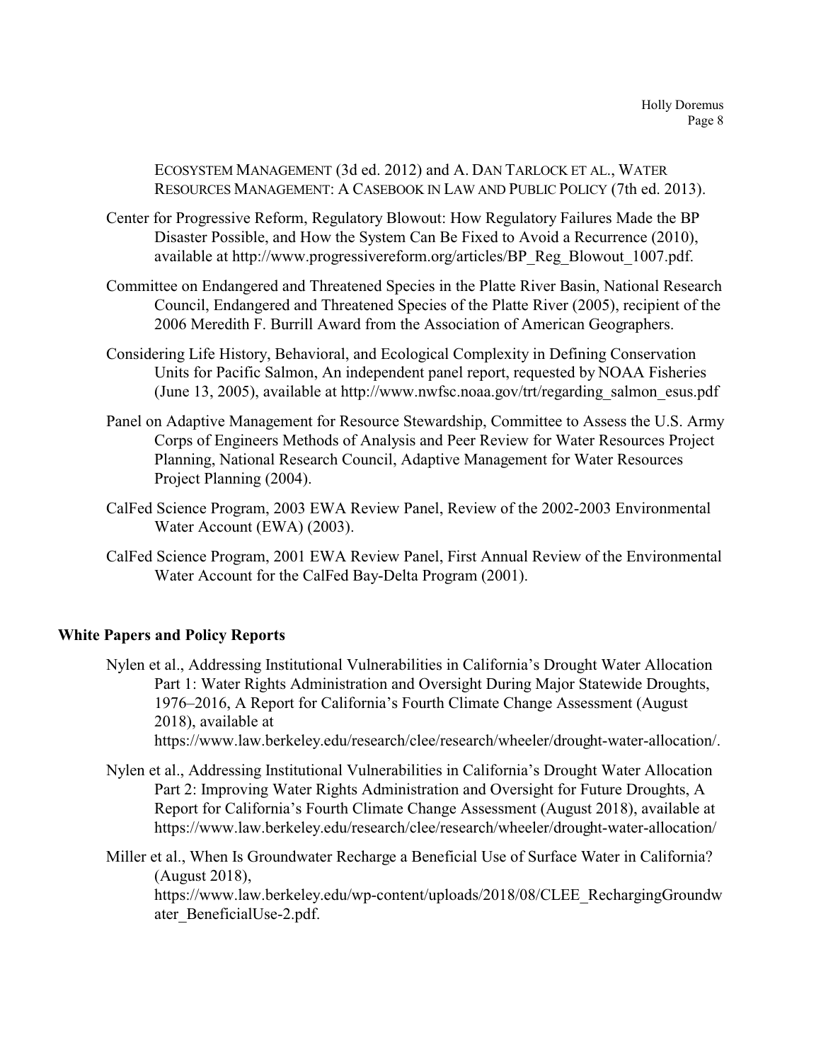ECOSYSTEM MANAGEMENT (3d ed. 2012) and A. DAN TARLOCK ET AL., WATER RESOURCES MANAGEMENT: A CASEBOOK IN LAW AND PUBLIC POLICY (7th ed. 2013).

Center for Progressive Reform, Regulatory Blowout: How Regulatory Failures Made the BP Disaster Possible, and How the System Can Be Fixed to Avoid a Recurrence (2010), available at http://www.progressivereform.org/articles/BP_Reg_Blowout_1007.pdf.

Committee on Endangered and Threatened Species in the Platte River Basin, National Research Council, Endangered and Threatened Species of the Platte River (2005), recipient of the 2006 Meredith F. Burrill Award from the Association of American Geographers.

Considering Life History, Behavioral, and Ecological Complexity in Defining Conservation Units for Pacific Salmon, An independent panel report, requested by NOAA Fisheries (June 13, 2005), available at http://www.nwfsc.noaa.gov/trt/regarding_salmon_esus.pdf

Panel on Adaptive Management for Resource Stewardship, Committee to Assess the U.S. Army Corps of Engineers Methods of Analysis and Peer Review for Water Resources Project Planning, National Research Council, Adaptive Management for Water Resources Project Planning (2004).

CalFed Science Program, 2003 EWA Review Panel, Review of the 2002-2003 Environmental Water Account (EWA) (2003).

CalFed Science Program, 2001 EWA Review Panel, First Annual Review of the Environmental Water Account for the CalFed Bay-Delta Program (2001).

**White Papers and Policy Reports**

Nylen et al., Addressing Institutional Vulnerabilities in California's Drought Water Allocation Part 1: Water Rights Administration and Oversight During Major Statewide Droughts, 1976–2016, A Report for California's Fourth Climate Change Assessment (August 2018), available at https://www.law.berkeley.edu/research/clee/research/wheeler/drought-water-allocation/.

Nylen et al., Addressing Institutional Vulnerabilities in California's Drought Water Allocation Part 2: Improving Water Rights Administration and Oversight for Future Droughts, A Report for California's Fourth Climate Change Assessment (August 2018), available at https://www.law.berkeley.edu/research/clee/research/wheeler/drought-water-allocation/

Miller et al., When Is Groundwater Recharge a Beneficial Use of Surface Water in California? (August 2018), https://www.law.berkeley.edu/wp-content/uploads/2018/08/CLEE_RechargingGroundwater_BeneficialUse-2.pdf.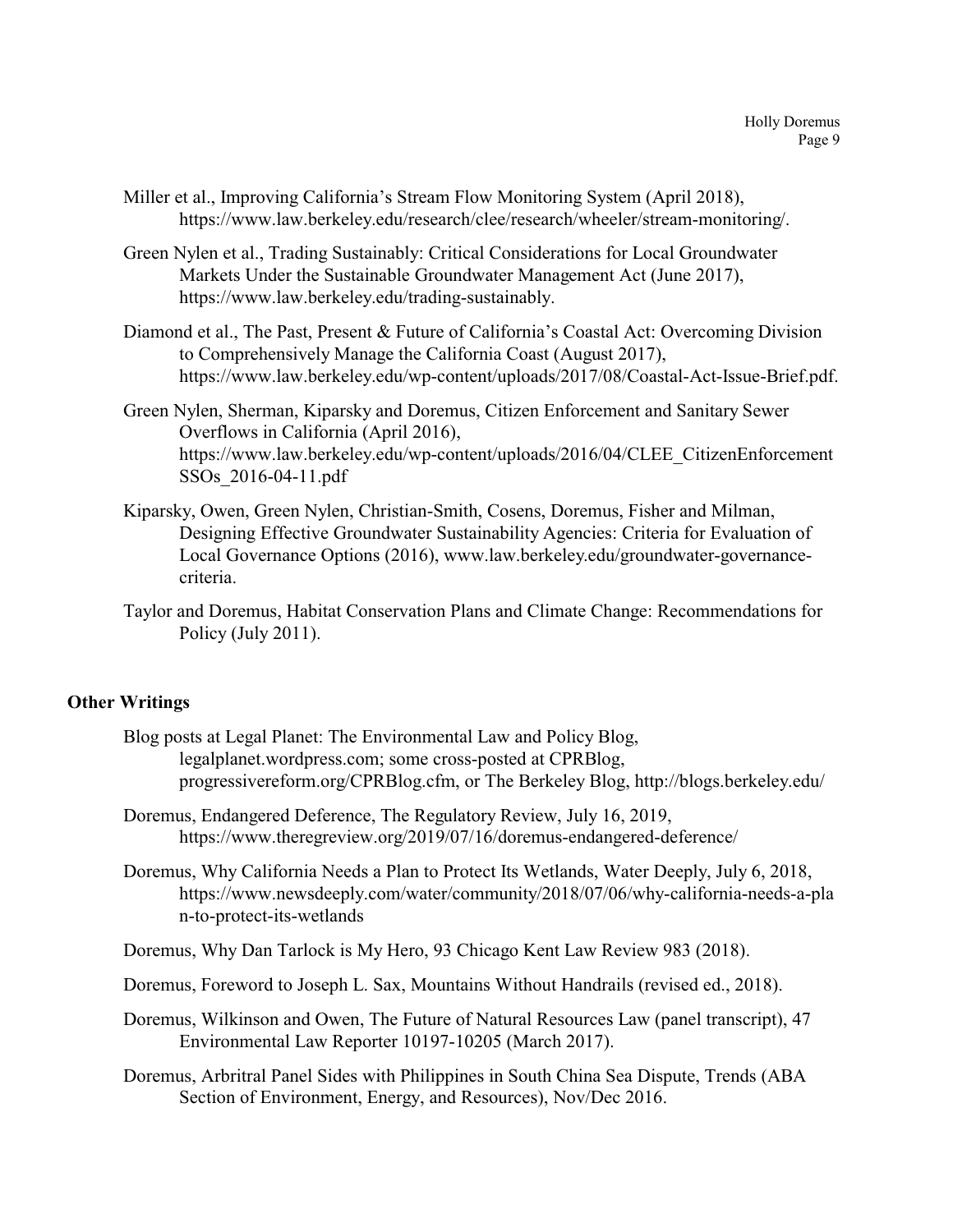Miller et al., Improving California's Stream Flow Monitoring System (April 2018), https://www.law.berkeley.edu/research/clee/research/wheeler/stream-monitoring/.

Green Nylen et al., Trading Sustainably: Critical Considerations for Local Groundwater Markets Under the Sustainable Groundwater Management Act (June 2017), https://www.law.berkeley.edu/trading-sustainably.

Diamond et al., The Past, Present & Future of California's Coastal Act: Overcoming Division to Comprehensively Manage the California Coast (August 2017), https://www.law.berkeley.edu/wp-content/uploads/2017/08/Coastal-Act-Issue-Brief.pdf.

Green Nylen, Sherman, Kiparsky and Doremus, Citizen Enforcement and Sanitary Sewer Overflows in California (April 2016), https://www.law.berkeley.edu/wp-content/uploads/2016/04/CLEE_CitizenEnforcementSSOs_2016-04-11.pdf

Kiparsky, Owen, Green Nylen, Christian-Smith, Cosens, Doremus, Fisher and Milman, Designing Effective Groundwater Sustainability Agencies: Criteria for Evaluation of Local Governance Options (2016), www.law.berkeley.edu/groundwater-governance-criteria.

Taylor and Doremus, Habitat Conservation Plans and Climate Change: Recommendations for Policy (July 2011).

## Other Writings

Blog posts at Legal Planet: The Environmental Law and Policy Blog, legalplanet.wordpress.com; some cross-posted at CPRBlog, progressivereform.org/CPRBlog.cfm, or The Berkeley Blog, http://blogs.berkeley.edu/

Doremus, Endangered Deference, The Regulatory Review, July 16, 2019, https://www.theregreview.org/2019/07/16/doremus-endangered-deference/

Doremus, Why California Needs a Plan to Protect Its Wetlands, Water Deeply, July 6, 2018, https://www.newsdeeply.com/water/community/2018/07/06/why-california-needs-a-plan-to-protect-its-wetlands

Doremus, Why Dan Tarlock is My Hero, 93 Chicago Kent Law Review 983 (2018).

Doremus, Foreword to Joseph L. Sax, Mountains Without Handrails (revised ed., 2018).

Doremus, Wilkinson and Owen, The Future of Natural Resources Law (panel transcript), 47 Environmental Law Reporter 10197-10205 (March 2017).

Doremus, Arbitral Panel Sides with Philippines in South China Sea Dispute, Trends (ABA Section of Environment, Energy, and Resources), Nov/Dec 2016.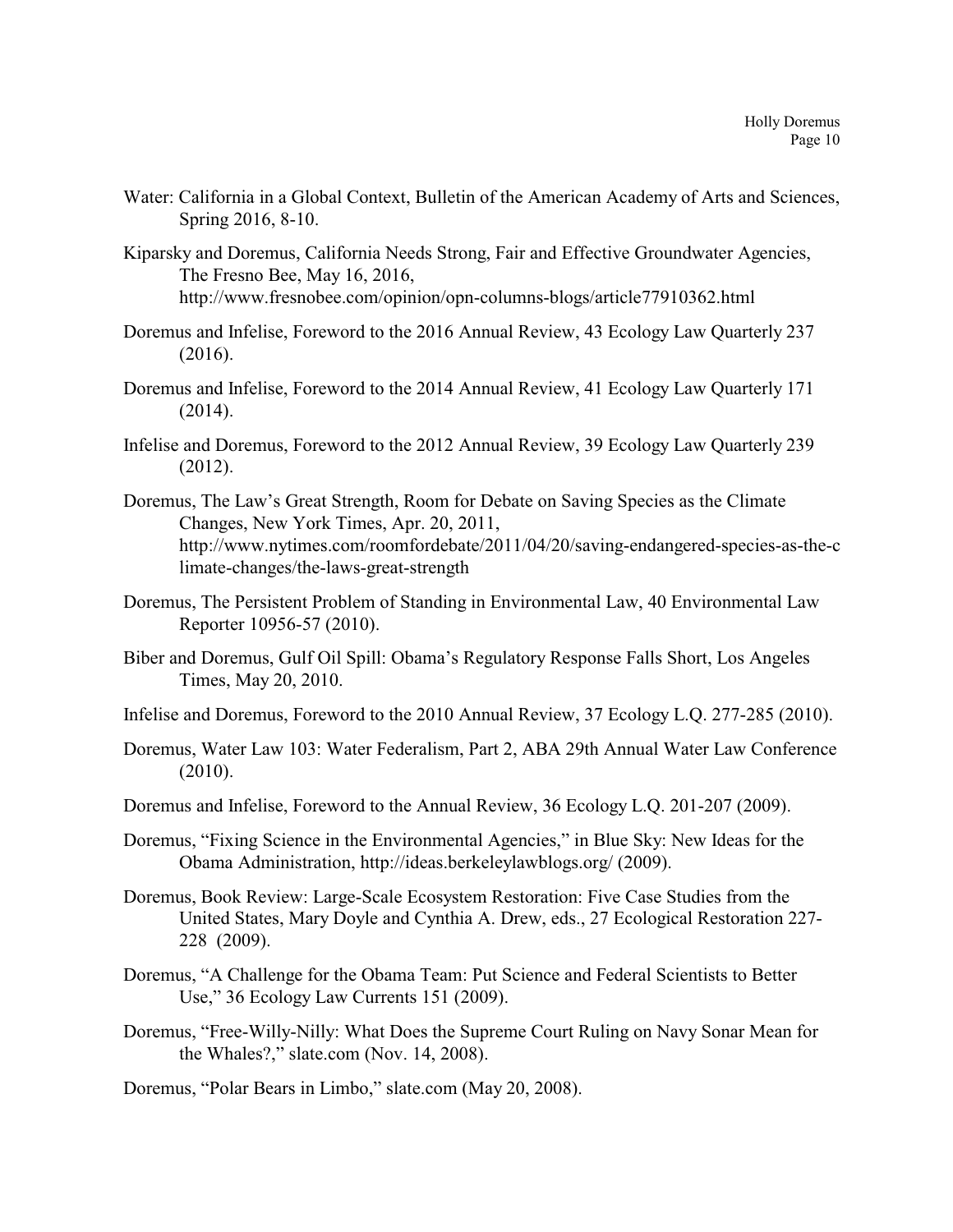Water: California in a Global Context, Bulletin of the American Academy of Arts and Sciences, Spring 2016, 8-10.

Kiparsky and Doremus, California Needs Strong, Fair and Effective Groundwater Agencies, The Fresno Bee, May 16, 2016, http://www.fresnobee.com/opinion/opn-columns-blogs/article77910362.html

Doremus and Infelise, Foreword to the 2016 Annual Review, 43 Ecology Law Quarterly 237 (2016).

Doremus and Infelise, Foreword to the 2014 Annual Review, 41 Ecology Law Quarterly 171 (2014).

Infelise and Doremus, Foreword to the 2012 Annual Review, 39 Ecology Law Quarterly 239 (2012).

Doremus, The Law's Great Strength, Room for Debate on Saving Species as the Climate Changes, New York Times, Apr. 20, 2011, http://www.nytimes.com/roomfordebate/2011/04/20/saving-endangered-species-as-the-climate-changes/the-laws-great-strength

Doremus, The Persistent Problem of Standing in Environmental Law, 40 Environmental Law Reporter 10956-57 (2010).

Biber and Doremus, Gulf Oil Spill: Obama's Regulatory Response Falls Short, Los Angeles Times, May 20, 2010.

Infelise and Doremus, Foreword to the 2010 Annual Review, 37 Ecology L.Q. 277-285 (2010).

Doremus, Water Law 103: Water Federalism, Part 2, ABA 29th Annual Water Law Conference (2010).

Doremus and Infelise, Foreword to the Annual Review, 36 Ecology L.Q. 201-207 (2009).

Doremus, "Fixing Science in the Environmental Agencies," in Blue Sky: New Ideas for the Obama Administration, http://ideas.berkeleylawblogs.org/ (2009).

Doremus, Book Review: Large-Scale Ecosystem Restoration: Five Case Studies from the United States, Mary Doyle and Cynthia A. Drew, eds., 27 Ecological Restoration 227-228 (2009).

Doremus, "A Challenge for the Obama Team: Put Science and Federal Scientists to Better Use," 36 Ecology Law Currents 151 (2009).

Doremus, "Free-Willy-Nilly: What Does the Supreme Court Ruling on Navy Sonar Mean for the Whales?," slate.com (Nov. 14, 2008).

Doremus, "Polar Bears in Limbo," slate.com (May 20, 2008).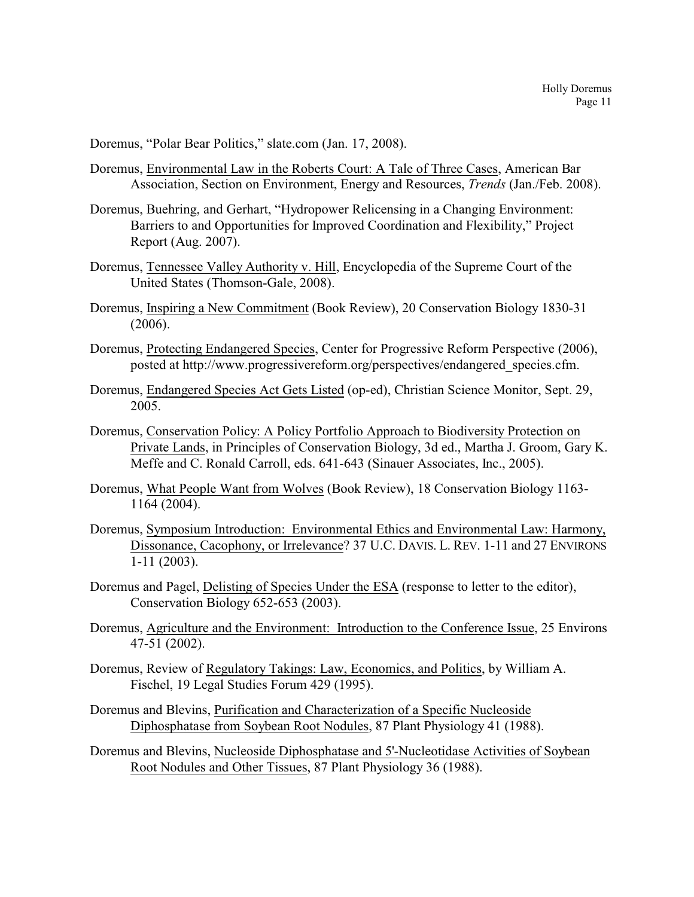Doremus, "Polar Bear Politics," slate.com (Jan. 17, 2008).

Doremus, Environmental Law in the Roberts Court: A Tale of Three Cases, American Bar Association, Section on Environment, Energy and Resources, *Trends* (Jan./Feb. 2008).

Doremus, Buehring, and Gerhart, "Hydropower Relicensing in a Changing Environment: Barriers to and Opportunities for Improved Coordination and Flexibility," Project Report (Aug. 2007).

Doremus, Tennessee Valley Authority v. Hill, Encyclopedia of the Supreme Court of the United States (Thomson-Gale, 2008).

Doremus, Inspiring a New Commitment (Book Review), 20 Conservation Biology 1830-31 (2006).

Doremus, Protecting Endangered Species, Center for Progressive Reform Perspective (2006), posted at http://www.progressivereform.org/perspectives/endangered_species.cfm.

Doremus, Endangered Species Act Gets Listed (op-ed), Christian Science Monitor, Sept. 29, 2005.

Doremus, Conservation Policy: A Policy Portfolio Approach to Biodiversity Protection on Private Lands, in Principles of Conservation Biology, 3d ed., Martha J. Groom, Gary K. Meffe and C. Ronald Carroll, eds. 641-643 (Sinauer Associates, Inc., 2005).

Doremus, What People Want from Wolves (Book Review), 18 Conservation Biology 1163-1164 (2004).

Doremus, Symposium Introduction: Environmental Ethics and Environmental Law: Harmony, Dissonance, Cacophony, or Irrelevance? 37 U.C. DAVIS. L. REV. 1-11 and 27 ENVIRONS 1-11 (2003).

Doremus and Pagel, Delisting of Species Under the ESA (response to letter to the editor), Conservation Biology 652-653 (2003).

Doremus, Agriculture and the Environment: Introduction to the Conference Issue, 25 Environs 47-51 (2002).

Doremus, Review of Regulatory Takings: Law, Economics, and Politics, by William A. Fischel, 19 Legal Studies Forum 429 (1995).

Doremus and Blevins, Purification and Characterization of a Specific Nucleoside Diphosphatase from Soybean Root Nodules, 87 Plant Physiology 41 (1988).

Doremus and Blevins, Nucleoside Diphosphatase and 5'-Nucleotidase Activities of Soybean Root Nodules and Other Tissues, 87 Plant Physiology 36 (1988).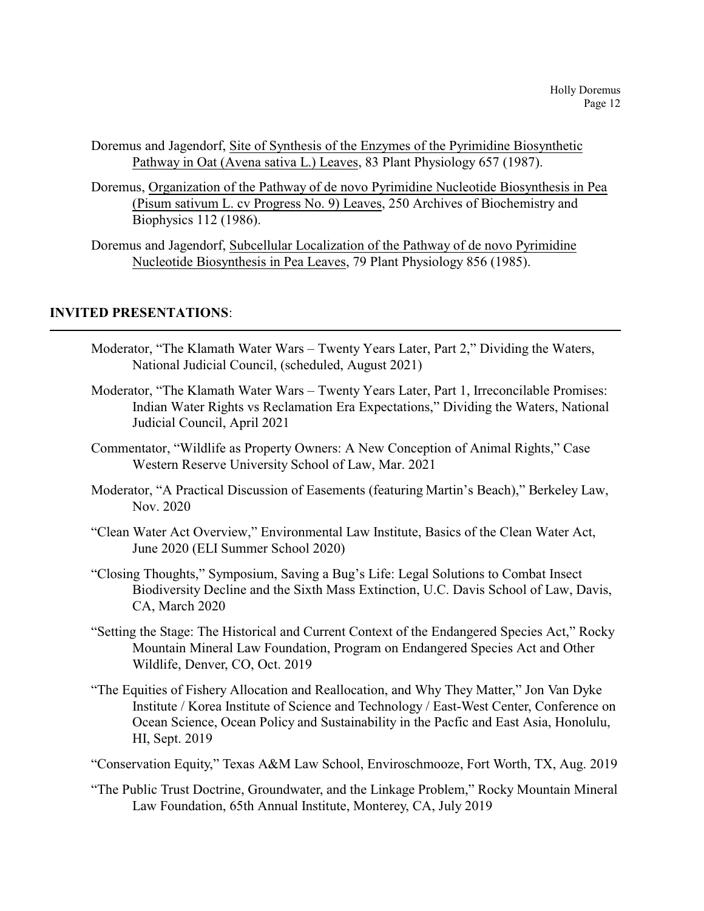Doremus and Jagendorf, Site of Synthesis of the Enzymes of the Pyrimidine Biosynthetic Pathway in Oat (Avena sativa L.) Leaves, 83 Plant Physiology 657 (1987).

Doremus, Organization of the Pathway of de novo Pyrimidine Nucleotide Biosynthesis in Pea (Pisum sativum L. cv Progress No. 9) Leaves, 250 Archives of Biochemistry and Biophysics 112 (1986).

Doremus and Jagendorf, Subcellular Localization of the Pathway of de novo Pyrimidine Nucleotide Biosynthesis in Pea Leaves, 79 Plant Physiology 856 (1985).

## INVITED PRESENTATIONS:

Moderator, "The Klamath Water Wars – Twenty Years Later, Part 2," Dividing the Waters, National Judicial Council, (scheduled, August 2021)

Moderator, "The Klamath Water Wars – Twenty Years Later, Part 1, Irreconcilable Promises: Indian Water Rights vs Reclamation Era Expectations," Dividing the Waters, National Judicial Council, April 2021

Commentator, "Wildlife as Property Owners: A New Conception of Animal Rights," Case Western Reserve University School of Law, Mar. 2021

Moderator, "A Practical Discussion of Easements (featuring Martin's Beach)," Berkeley Law, Nov. 2020

"Clean Water Act Overview," Environmental Law Institute, Basics of the Clean Water Act, June 2020 (ELI Summer School 2020)

"Closing Thoughts," Symposium, Saving a Bug's Life: Legal Solutions to Combat Insect Biodiversity Decline and the Sixth Mass Extinction, U.C. Davis School of Law, Davis, CA, March 2020

"Setting the Stage: The Historical and Current Context of the Endangered Species Act," Rocky Mountain Mineral Law Foundation, Program on Endangered Species Act and Other Wildlife, Denver, CO, Oct. 2019

"The Equities of Fishery Allocation and Reallocation, and Why They Matter," Jon Van Dyke Institute / Korea Institute of Science and Technology / East-West Center, Conference on Ocean Science, Ocean Policy and Sustainability in the Pacfic and East Asia, Honolulu, HI, Sept. 2019

"Conservation Equity," Texas A&M Law School, Enviroschmooze, Fort Worth, TX, Aug. 2019

"The Public Trust Doctrine, Groundwater, and the Linkage Problem," Rocky Mountain Mineral Law Foundation, 65th Annual Institute, Monterey, CA, July 2019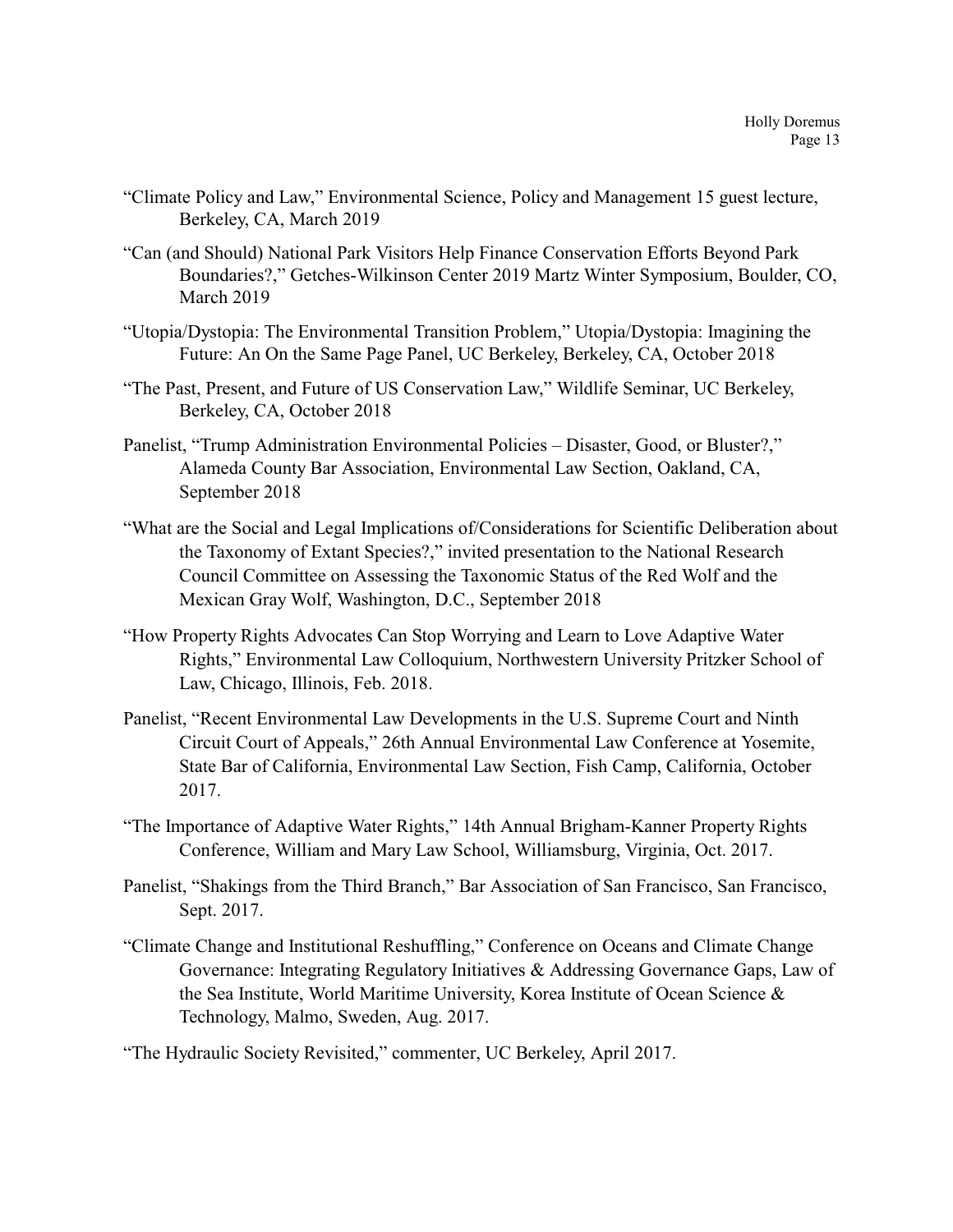"Climate Policy and Law," Environmental Science, Policy and Management 15 guest lecture, Berkeley, CA, March 2019

"Can (and Should) National Park Visitors Help Finance Conservation Efforts Beyond Park Boundaries?," Getches-Wilkinson Center 2019 Martz Winter Symposium, Boulder, CO, March 2019

"Utopia/Dystopia: The Environmental Transition Problem," Utopia/Dystopia: Imagining the Future: An On the Same Page Panel, UC Berkeley, Berkeley, CA, October 2018

"The Past, Present, and Future of US Conservation Law," Wildlife Seminar, UC Berkeley, Berkeley, CA, October 2018

Panelist, "Trump Administration Environmental Policies – Disaster, Good, or Bluster?," Alameda County Bar Association, Environmental Law Section, Oakland, CA, September 2018

"What are the Social and Legal Implications of/Considerations for Scientific Deliberation about the Taxonomy of Extant Species?," invited presentation to the National Research Council Committee on Assessing the Taxonomic Status of the Red Wolf and the Mexican Gray Wolf, Washington, D.C., September 2018

"How Property Rights Advocates Can Stop Worrying and Learn to Love Adaptive Water Rights," Environmental Law Colloquium, Northwestern University Pritzker School of Law, Chicago, Illinois, Feb. 2018.

Panelist, "Recent Environmental Law Developments in the U.S. Supreme Court and Ninth Circuit Court of Appeals," 26th Annual Environmental Law Conference at Yosemite, State Bar of California, Environmental Law Section, Fish Camp, California, October 2017.

"The Importance of Adaptive Water Rights," 14th Annual Brigham-Kanner Property Rights Conference, William and Mary Law School, Williamsburg, Virginia, Oct. 2017.

Panelist, "Shakings from the Third Branch," Bar Association of San Francisco, San Francisco, Sept. 2017.

"Climate Change and Institutional Reshuffling," Conference on Oceans and Climate Change Governance: Integrating Regulatory Initiatives & Addressing Governance Gaps, Law of the Sea Institute, World Maritime University, Korea Institute of Ocean Science & Technology, Malmo, Sweden, Aug. 2017.

"The Hydraulic Society Revisited," commenter, UC Berkeley, April 2017.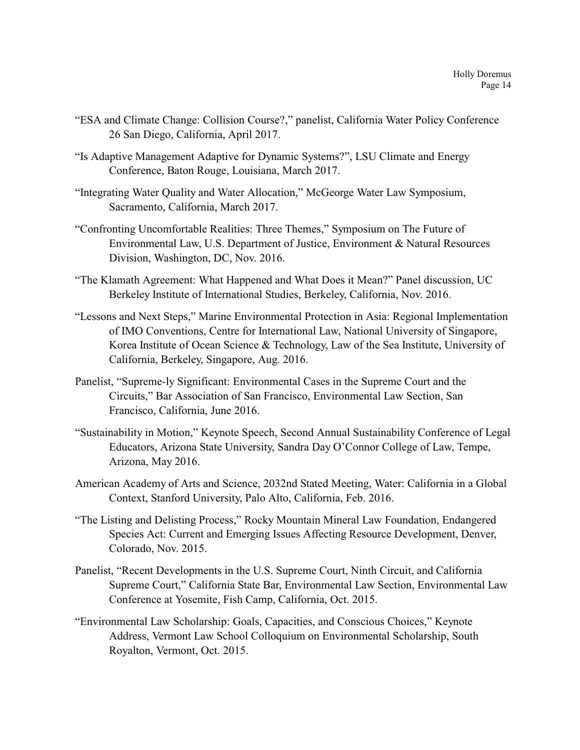"ESA and Climate Change: Collision Course?," panelist, California Water Policy Conference 26 San Diego, California, April 2017.

"Is Adaptive Management Adaptive for Dynamic Systems?", LSU Climate and Energy Conference, Baton Rouge, Louisiana, March 2017.

"Integrating Water Quality and Water Allocation," McGeorge Water Law Symposium, Sacramento, California, March 2017.

"Confronting Uncomfortable Realities: Three Themes," Symposium on The Future of Environmental Law, U.S. Department of Justice, Environment & Natural Resources Division, Washington, DC, Nov. 2016.

"The Klamath Agreement: What Happened and What Does it Mean?" Panel discussion, UC Berkeley Institute of International Studies, Berkeley, California, Nov. 2016.

"Lessons and Next Steps," Marine Environmental Protection in Asia: Regional Implementation of IMO Conventions, Centre for International Law, National University of Singapore, Korea Institute of Ocean Science & Technology, Law of the Sea Institute, University of California, Berkeley, Singapore, Aug. 2016.

Panelist, "Supreme-ly Significant: Environmental Cases in the Supreme Court and the Circuits," Bar Association of San Francisco, Environmental Law Section, San Francisco, California, June 2016.

"Sustainability in Motion," Keynote Speech, Second Annual Sustainability Conference of Legal Educators, Arizona State University, Sandra Day O'Connor College of Law, Tempe, Arizona, May 2016.

American Academy of Arts and Science, 2032nd Stated Meeting, Water: California in a Global Context, Stanford University, Palo Alto, California, Feb. 2016.

"The Listing and Delisting Process," Rocky Mountain Mineral Law Foundation, Endangered Species Act: Current and Emerging Issues Affecting Resource Development, Denver, Colorado, Nov. 2015.

Panelist, "Recent Developments in the U.S. Supreme Court, Ninth Circuit, and California Supreme Court," California State Bar, Environmental Law Section, Environmental Law Conference at Yosemite, Fish Camp, California, Oct. 2015.

"Environmental Law Scholarship: Goals, Capacities, and Conscious Choices," Keynote Address, Vermont Law School Colloquium on Environmental Scholarship, South Royalton, Vermont, Oct. 2015.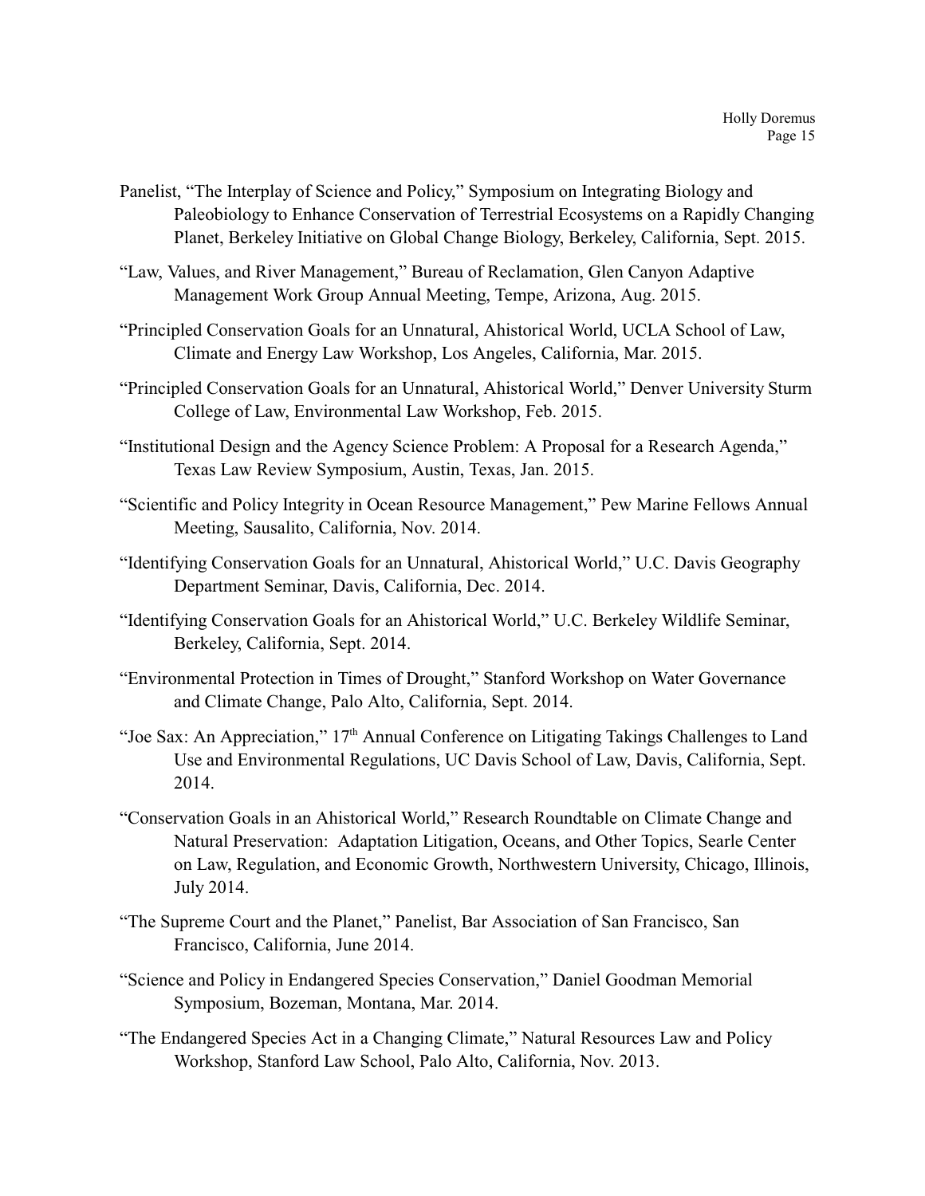Panelist, "The Interplay of Science and Policy," Symposium on Integrating Biology and Paleobiology to Enhance Conservation of Terrestrial Ecosystems on a Rapidly Changing Planet, Berkeley Initiative on Global Change Biology, Berkeley, California, Sept. 2015.

"Law, Values, and River Management," Bureau of Reclamation, Glen Canyon Adaptive Management Work Group Annual Meeting, Tempe, Arizona, Aug. 2015.

"Principled Conservation Goals for an Unnatural, Ahistorical World, UCLA School of Law, Climate and Energy Law Workshop, Los Angeles, California, Mar. 2015.

"Principled Conservation Goals for an Unnatural, Ahistorical World," Denver University Sturm College of Law, Environmental Law Workshop, Feb. 2015.

"Institutional Design and the Agency Science Problem: A Proposal for a Research Agenda," Texas Law Review Symposium, Austin, Texas, Jan. 2015.

"Scientific and Policy Integrity in Ocean Resource Management," Pew Marine Fellows Annual Meeting, Sausalito, California, Nov. 2014.

"Identifying Conservation Goals for an Unnatural, Ahistorical World," U.C. Davis Geography Department Seminar, Davis, California, Dec. 2014.

"Identifying Conservation Goals for an Ahistorical World," U.C. Berkeley Wildlife Seminar, Berkeley, California, Sept. 2014.

"Environmental Protection in Times of Drought," Stanford Workshop on Water Governance and Climate Change, Palo Alto, California, Sept. 2014.

"Joe Sax: An Appreciation," 17th Annual Conference on Litigating Takings Challenges to Land Use and Environmental Regulations, UC Davis School of Law, Davis, California, Sept. 2014.

"Conservation Goals in an Ahistorical World," Research Roundtable on Climate Change and Natural Preservation: Adaptation Litigation, Oceans, and Other Topics, Searle Center on Law, Regulation, and Economic Growth, Northwestern University, Chicago, Illinois, July 2014.

"The Supreme Court and the Planet," Panelist, Bar Association of San Francisco, San Francisco, California, June 2014.

"Science and Policy in Endangered Species Conservation," Daniel Goodman Memorial Symposium, Bozeman, Montana, Mar. 2014.

"The Endangered Species Act in a Changing Climate," Natural Resources Law and Policy Workshop, Stanford Law School, Palo Alto, California, Nov. 2013.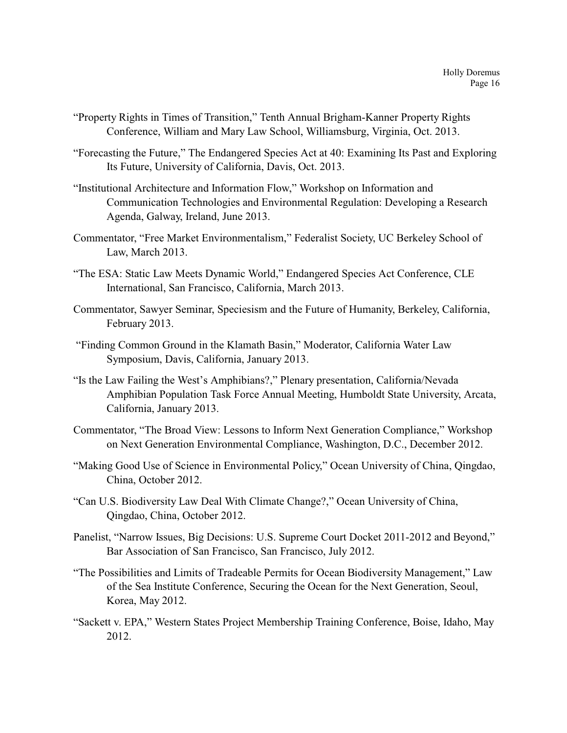"Property Rights in Times of Transition," Tenth Annual Brigham-Kanner Property Rights Conference, William and Mary Law School, Williamsburg, Virginia, Oct. 2013.

"Forecasting the Future," The Endangered Species Act at 40: Examining Its Past and Exploring Its Future, University of California, Davis, Oct. 2013.

"Institutional Architecture and Information Flow," Workshop on Information and Communication Technologies and Environmental Regulation: Developing a Research Agenda, Galway, Ireland, June 2013.

Commentator, "Free Market Environmentalism," Federalist Society, UC Berkeley School of Law, March 2013.

"The ESA: Static Law Meets Dynamic World," Endangered Species Act Conference, CLE International, San Francisco, California, March 2013.

Commentator, Sawyer Seminar, Speciesism and the Future of Humanity, Berkeley, California, February 2013.

"Finding Common Ground in the Klamath Basin," Moderator, California Water Law Symposium, Davis, California, January 2013.

"Is the Law Failing the West's Amphibians?," Plenary presentation, California/Nevada Amphibian Population Task Force Annual Meeting, Humboldt State University, Arcata, California, January 2013.

Commentator, "The Broad View: Lessons to Inform Next Generation Compliance," Workshop on Next Generation Environmental Compliance, Washington, D.C., December 2012.

"Making Good Use of Science in Environmental Policy," Ocean University of China, Qingdao, China, October 2012.

"Can U.S. Biodiversity Law Deal With Climate Change?," Ocean University of China, Qingdao, China, October 2012.

Panelist, "Narrow Issues, Big Decisions: U.S. Supreme Court Docket 2011-2012 and Beyond," Bar Association of San Francisco, San Francisco, July 2012.

"The Possibilities and Limits of Tradeable Permits for Ocean Biodiversity Management," Law of the Sea Institute Conference, Securing the Ocean for the Next Generation, Seoul, Korea, May 2012.

"Sackett v. EPA," Western States Project Membership Training Conference, Boise, Idaho, May 2012.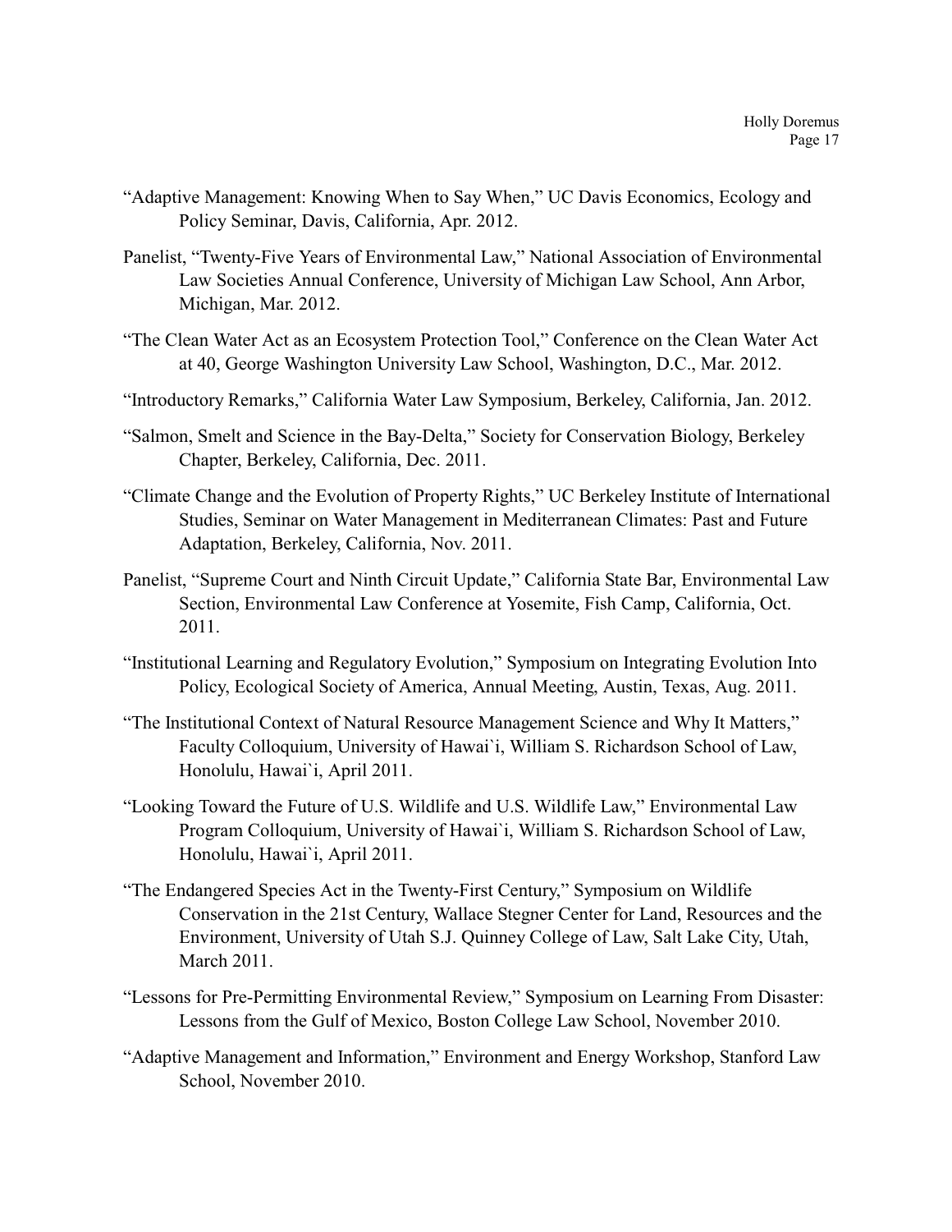"Adaptive Management: Knowing When to Say When," UC Davis Economics, Ecology and Policy Seminar, Davis, California, Apr. 2012.

Panelist, "Twenty-Five Years of Environmental Law," National Association of Environmental Law Societies Annual Conference, University of Michigan Law School, Ann Arbor, Michigan, Mar. 2012.

"The Clean Water Act as an Ecosystem Protection Tool," Conference on the Clean Water Act at 40, George Washington University Law School, Washington, D.C., Mar. 2012.

"Introductory Remarks," California Water Law Symposium, Berkeley, California, Jan. 2012.

"Salmon, Smelt and Science in the Bay-Delta," Society for Conservation Biology, Berkeley Chapter, Berkeley, California, Dec. 2011.

"Climate Change and the Evolution of Property Rights," UC Berkeley Institute of International Studies, Seminar on Water Management in Mediterranean Climates: Past and Future Adaptation, Berkeley, California, Nov. 2011.

Panelist, "Supreme Court and Ninth Circuit Update," California State Bar, Environmental Law Section, Environmental Law Conference at Yosemite, Fish Camp, California, Oct. 2011.

"Institutional Learning and Regulatory Evolution," Symposium on Integrating Evolution Into Policy, Ecological Society of America, Annual Meeting, Austin, Texas, Aug. 2011.

"The Institutional Context of Natural Resource Management Science and Why It Matters," Faculty Colloquium, University of Hawai`i, William S. Richardson School of Law, Honolulu, Hawai`i, April 2011.

"Looking Toward the Future of U.S. Wildlife and U.S. Wildlife Law," Environmental Law Program Colloquium, University of Hawai`i, William S. Richardson School of Law, Honolulu, Hawai`i, April 2011.

"The Endangered Species Act in the Twenty-First Century," Symposium on Wildlife Conservation in the 21st Century, Wallace Stegner Center for Land, Resources and the Environment, University of Utah S.J. Quinney College of Law, Salt Lake City, Utah, March 2011.

"Lessons for Pre-Permitting Environmental Review," Symposium on Learning From Disaster: Lessons from the Gulf of Mexico, Boston College Law School, November 2010.

"Adaptive Management and Information," Environment and Energy Workshop, Stanford Law School, November 2010.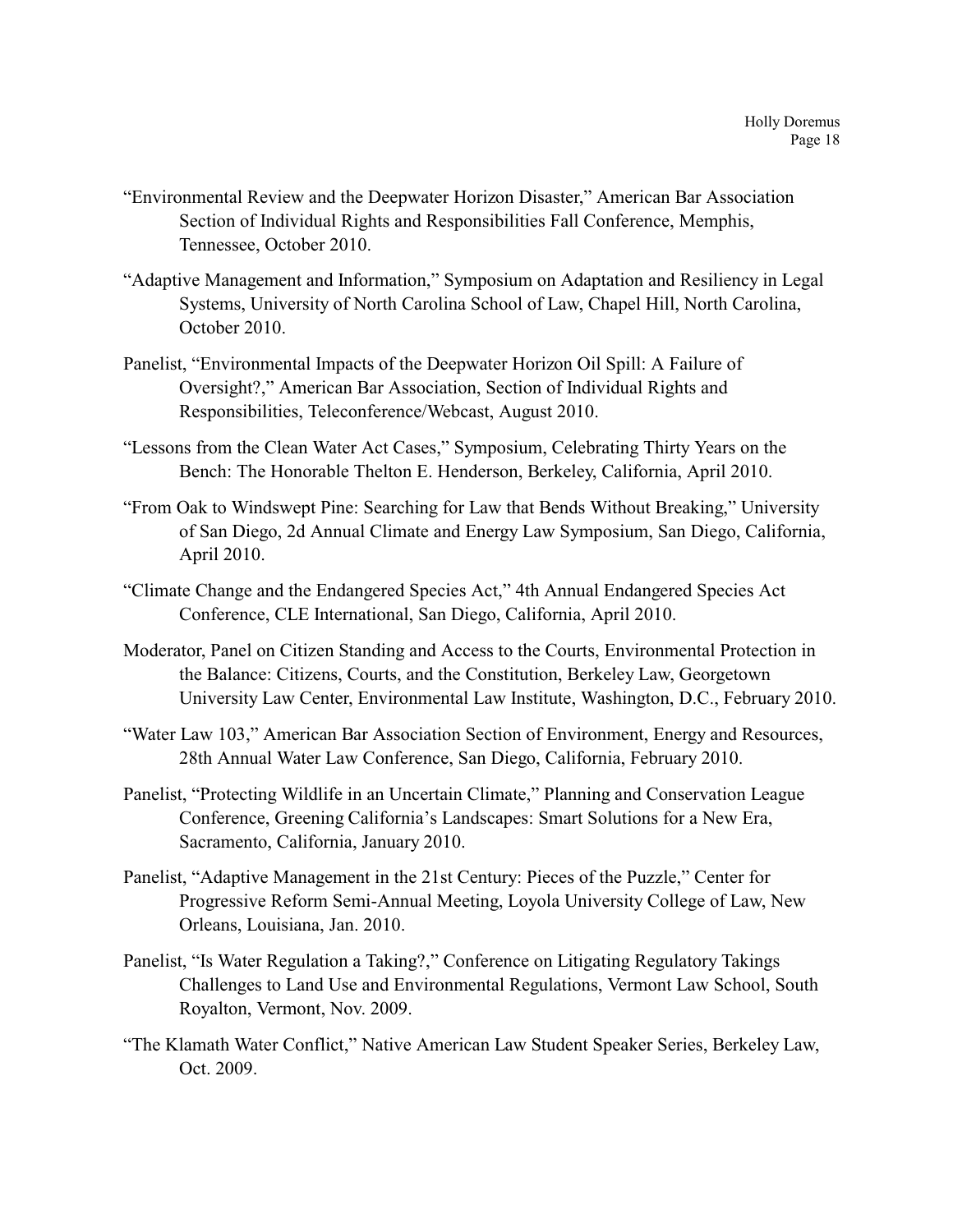"Environmental Review and the Deepwater Horizon Disaster," American Bar Association Section of Individual Rights and Responsibilities Fall Conference, Memphis, Tennessee, October 2010.

"Adaptive Management and Information," Symposium on Adaptation and Resiliency in Legal Systems, University of North Carolina School of Law, Chapel Hill, North Carolina, October 2010.

Panelist, "Environmental Impacts of the Deepwater Horizon Oil Spill: A Failure of Oversight?," American Bar Association, Section of Individual Rights and Responsibilities, Teleconference/Webcast, August 2010.

"Lessons from the Clean Water Act Cases," Symposium, Celebrating Thirty Years on the Bench: The Honorable Thelton E. Henderson, Berkeley, California, April 2010.

"From Oak to Windswept Pine: Searching for Law that Bends Without Breaking," University of San Diego, 2d Annual Climate and Energy Law Symposium, San Diego, California, April 2010.

"Climate Change and the Endangered Species Act," 4th Annual Endangered Species Act Conference, CLE International, San Diego, California, April 2010.

Moderator, Panel on Citizen Standing and Access to the Courts, Environmental Protection in the Balance: Citizens, Courts, and the Constitution, Berkeley Law, Georgetown University Law Center, Environmental Law Institute, Washington, D.C., February 2010.

"Water Law 103," American Bar Association Section of Environment, Energy and Resources, 28th Annual Water Law Conference, San Diego, California, February 2010.

Panelist, "Protecting Wildlife in an Uncertain Climate," Planning and Conservation League Conference, Greening California's Landscapes: Smart Solutions for a New Era, Sacramento, California, January 2010.

Panelist, "Adaptive Management in the 21st Century: Pieces of the Puzzle," Center for Progressive Reform Semi-Annual Meeting, Loyola University College of Law, New Orleans, Louisiana, Jan. 2010.

Panelist, "Is Water Regulation a Taking?," Conference on Litigating Regulatory Takings Challenges to Land Use and Environmental Regulations, Vermont Law School, South Royalton, Vermont, Nov. 2009.

"The Klamath Water Conflict," Native American Law Student Speaker Series, Berkeley Law, Oct. 2009.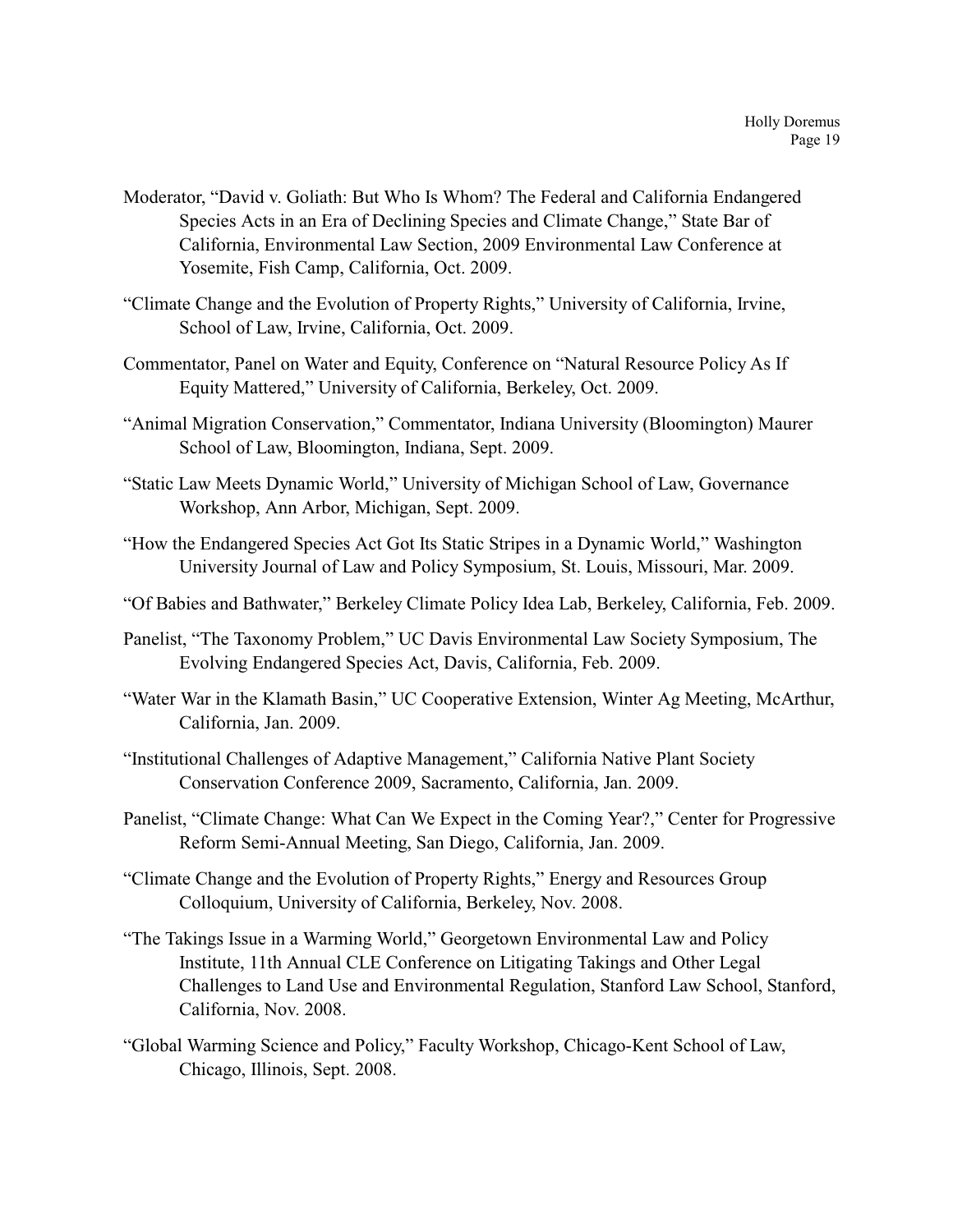Moderator, "David v. Goliath: But Who Is Whom? The Federal and California Endangered Species Acts in an Era of Declining Species and Climate Change," State Bar of California, Environmental Law Section, 2009 Environmental Law Conference at Yosemite, Fish Camp, California, Oct. 2009.

"Climate Change and the Evolution of Property Rights," University of California, Irvine, School of Law, Irvine, California, Oct. 2009.

Commentator, Panel on Water and Equity, Conference on "Natural Resource Policy As If Equity Mattered," University of California, Berkeley, Oct. 2009.

"Animal Migration Conservation," Commentator, Indiana University (Bloomington) Maurer School of Law, Bloomington, Indiana, Sept. 2009.

"Static Law Meets Dynamic World," University of Michigan School of Law, Governance Workshop, Ann Arbor, Michigan, Sept. 2009.

"How the Endangered Species Act Got Its Static Stripes in a Dynamic World," Washington University Journal of Law and Policy Symposium, St. Louis, Missouri, Mar. 2009.

"Of Babies and Bathwater," Berkeley Climate Policy Idea Lab, Berkeley, California, Feb. 2009.

Panelist, "The Taxonomy Problem," UC Davis Environmental Law Society Symposium, The Evolving Endangered Species Act, Davis, California, Feb. 2009.

"Water War in the Klamath Basin," UC Cooperative Extension, Winter Ag Meeting, McArthur, California, Jan. 2009.

"Institutional Challenges of Adaptive Management," California Native Plant Society Conservation Conference 2009, Sacramento, California, Jan. 2009.

Panelist, "Climate Change: What Can We Expect in the Coming Year?," Center for Progressive Reform Semi-Annual Meeting, San Diego, California, Jan. 2009.

"Climate Change and the Evolution of Property Rights," Energy and Resources Group Colloquium, University of California, Berkeley, Nov. 2008.

"The Takings Issue in a Warming World," Georgetown Environmental Law and Policy Institute, 11th Annual CLE Conference on Litigating Takings and Other Legal Challenges to Land Use and Environmental Regulation, Stanford Law School, Stanford, California, Nov. 2008.

"Global Warming Science and Policy," Faculty Workshop, Chicago-Kent School of Law, Chicago, Illinois, Sept. 2008.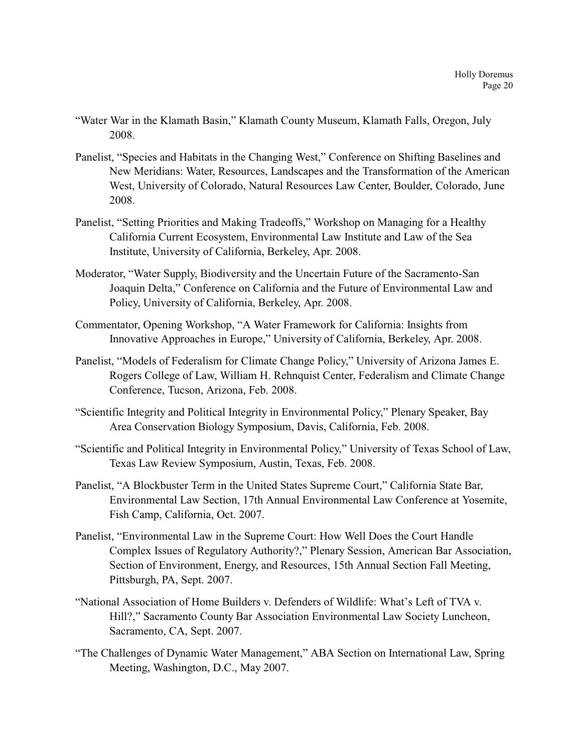"Water War in the Klamath Basin," Klamath County Museum, Klamath Falls, Oregon, July 2008.

Panelist, "Species and Habitats in the Changing West," Conference on Shifting Baselines and New Meridians: Water, Resources, Landscapes and the Transformation of the American West, University of Colorado, Natural Resources Law Center, Boulder, Colorado, June 2008.

Panelist, "Setting Priorities and Making Tradeoffs," Workshop on Managing for a Healthy California Current Ecosystem, Environmental Law Institute and Law of the Sea Institute, University of California, Berkeley, Apr. 2008.

Moderator, "Water Supply, Biodiversity and the Uncertain Future of the Sacramento-San Joaquin Delta," Conference on California and the Future of Environmental Law and Policy, University of California, Berkeley, Apr. 2008.

Commentator, Opening Workshop, "A Water Framework for California: Insights from Innovative Approaches in Europe," University of California, Berkeley, Apr. 2008.

Panelist, "Models of Federalism for Climate Change Policy," University of Arizona James E. Rogers College of Law, William H. Rehnquist Center, Federalism and Climate Change Conference, Tucson, Arizona, Feb. 2008.

"Scientific Integrity and Political Integrity in Environmental Policy," Plenary Speaker, Bay Area Conservation Biology Symposium, Davis, California, Feb. 2008.

"Scientific and Political Integrity in Environmental Policy," University of Texas School of Law, Texas Law Review Symposium, Austin, Texas, Feb. 2008.

Panelist, "A Blockbuster Term in the United States Supreme Court," California State Bar, Environmental Law Section, 17th Annual Environmental Law Conference at Yosemite, Fish Camp, California, Oct. 2007.

Panelist, "Environmental Law in the Supreme Court: How Well Does the Court Handle Complex Issues of Regulatory Authority?," Plenary Session, American Bar Association, Section of Environment, Energy, and Resources, 15th Annual Section Fall Meeting, Pittsburgh, PA, Sept. 2007.

"National Association of Home Builders v. Defenders of Wildlife: What's Left of TVA v. Hill?," Sacramento County Bar Association Environmental Law Society Luncheon, Sacramento, CA, Sept. 2007.

"The Challenges of Dynamic Water Management," ABA Section on International Law, Spring Meeting, Washington, D.C., May 2007.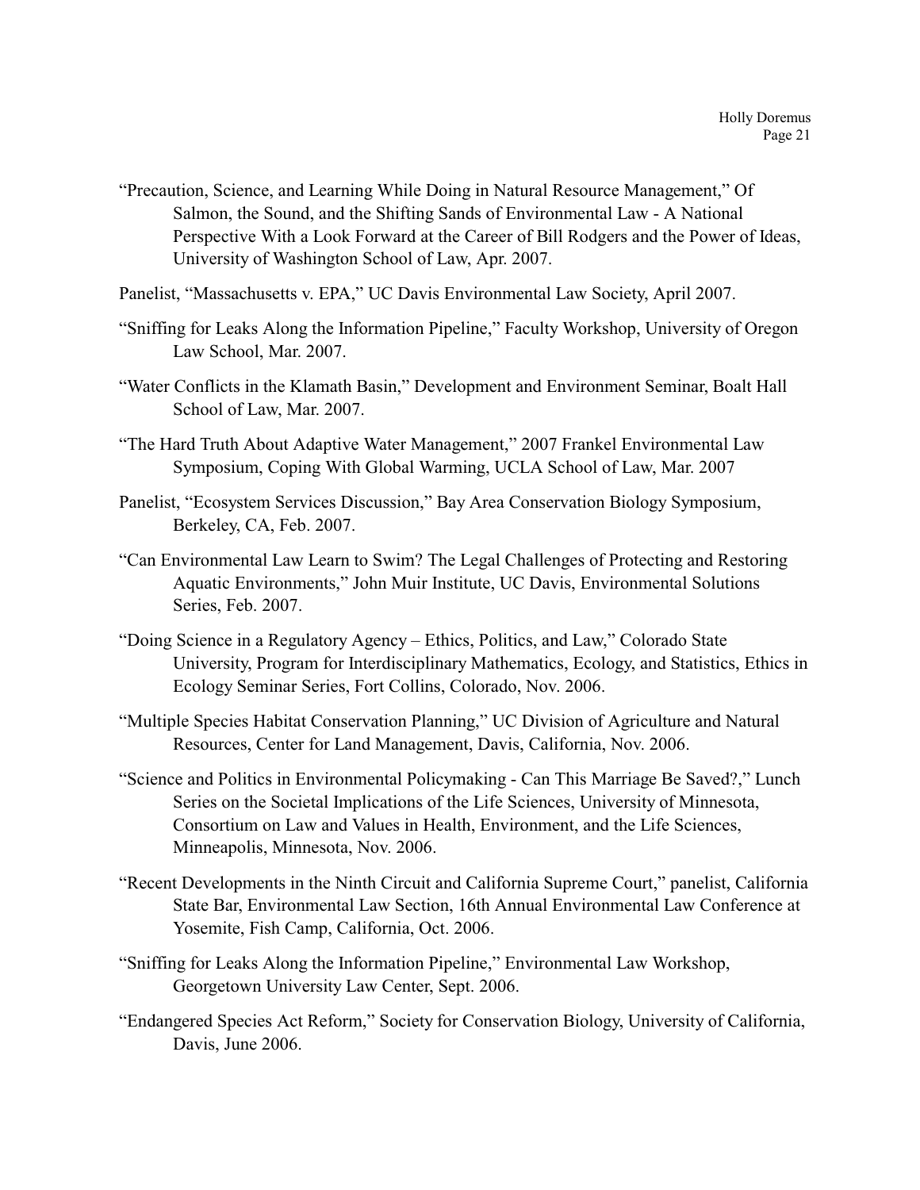"Precaution, Science, and Learning While Doing in Natural Resource Management," Of Salmon, the Sound, and the Shifting Sands of Environmental Law - A National Perspective With a Look Forward at the Career of Bill Rodgers and the Power of Ideas, University of Washington School of Law, Apr. 2007.

Panelist, "Massachusetts v. EPA," UC Davis Environmental Law Society, April 2007.

"Sniffing for Leaks Along the Information Pipeline," Faculty Workshop, University of Oregon Law School, Mar. 2007.

"Water Conflicts in the Klamath Basin," Development and Environment Seminar, Boalt Hall School of Law, Mar. 2007.

"The Hard Truth About Adaptive Water Management," 2007 Frankel Environmental Law Symposium, Coping With Global Warming, UCLA School of Law, Mar. 2007

Panelist, "Ecosystem Services Discussion," Bay Area Conservation Biology Symposium, Berkeley, CA, Feb. 2007.

"Can Environmental Law Learn to Swim? The Legal Challenges of Protecting and Restoring Aquatic Environments," John Muir Institute, UC Davis, Environmental Solutions Series, Feb. 2007.

"Doing Science in a Regulatory Agency – Ethics, Politics, and Law," Colorado State University, Program for Interdisciplinary Mathematics, Ecology, and Statistics, Ethics in Ecology Seminar Series, Fort Collins, Colorado, Nov. 2006.

"Multiple Species Habitat Conservation Planning," UC Division of Agriculture and Natural Resources, Center for Land Management, Davis, California, Nov. 2006.

"Science and Politics in Environmental Policymaking - Can This Marriage Be Saved?," Lunch Series on the Societal Implications of the Life Sciences, University of Minnesota, Consortium on Law and Values in Health, Environment, and the Life Sciences, Minneapolis, Minnesota, Nov. 2006.

"Recent Developments in the Ninth Circuit and California Supreme Court," panelist, California State Bar, Environmental Law Section, 16th Annual Environmental Law Conference at Yosemite, Fish Camp, California, Oct. 2006.

"Sniffing for Leaks Along the Information Pipeline," Environmental Law Workshop, Georgetown University Law Center, Sept. 2006.

"Endangered Species Act Reform," Society for Conservation Biology, University of California, Davis, June 2006.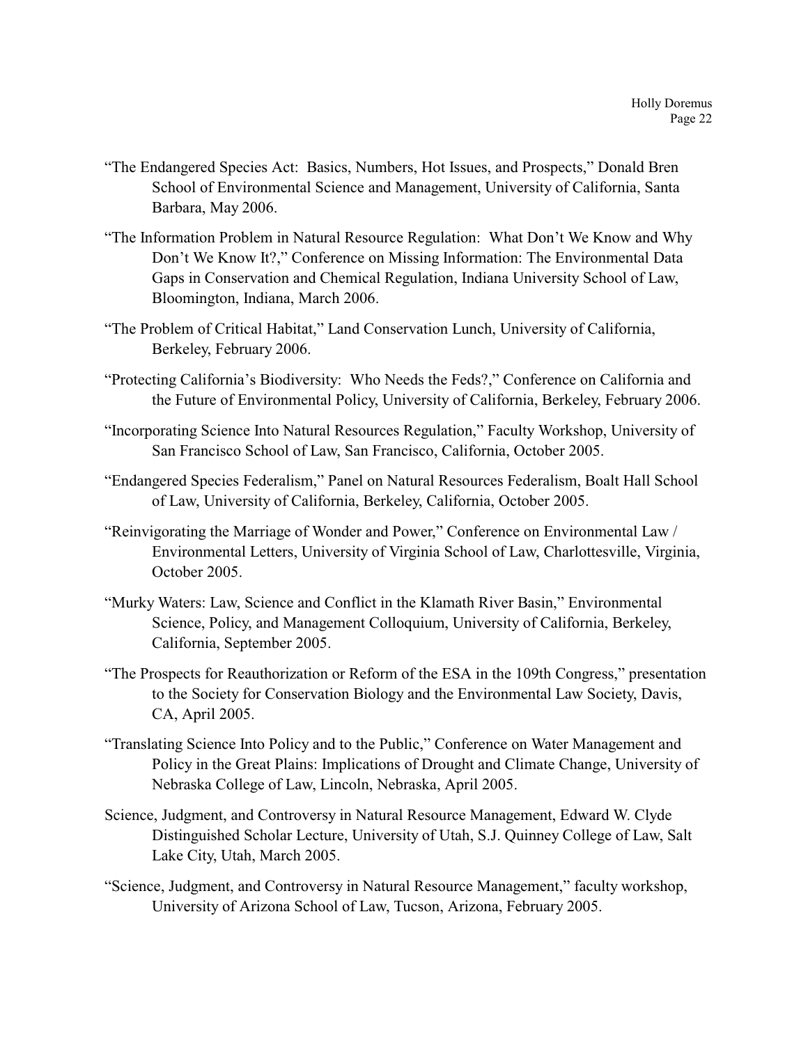"The Endangered Species Act: Basics, Numbers, Hot Issues, and Prospects," Donald Bren School of Environmental Science and Management, University of California, Santa Barbara, May 2006.

"The Information Problem in Natural Resource Regulation: What Don't We Know and Why Don't We Know It?," Conference on Missing Information: The Environmental Data Gaps in Conservation and Chemical Regulation, Indiana University School of Law, Bloomington, Indiana, March 2006.

"The Problem of Critical Habitat," Land Conservation Lunch, University of California, Berkeley, February 2006.

"Protecting California's Biodiversity: Who Needs the Feds?," Conference on California and the Future of Environmental Policy, University of California, Berkeley, February 2006.

"Incorporating Science Into Natural Resources Regulation," Faculty Workshop, University of San Francisco School of Law, San Francisco, California, October 2005.

"Endangered Species Federalism," Panel on Natural Resources Federalism, Boalt Hall School of Law, University of California, Berkeley, California, October 2005.

"Reinvigorating the Marriage of Wonder and Power," Conference on Environmental Law / Environmental Letters, University of Virginia School of Law, Charlottesville, Virginia, October 2005.

"Murky Waters: Law, Science and Conflict in the Klamath River Basin," Environmental Science, Policy, and Management Colloquium, University of California, Berkeley, California, September 2005.

"The Prospects for Reauthorization or Reform of the ESA in the 109th Congress," presentation to the Society for Conservation Biology and the Environmental Law Society, Davis, CA, April 2005.

"Translating Science Into Policy and to the Public," Conference on Water Management and Policy in the Great Plains: Implications of Drought and Climate Change, University of Nebraska College of Law, Lincoln, Nebraska, April 2005.

Science, Judgment, and Controversy in Natural Resource Management, Edward W. Clyde Distinguished Scholar Lecture, University of Utah, S.J. Quinney College of Law, Salt Lake City, Utah, March 2005.

"Science, Judgment, and Controversy in Natural Resource Management," faculty workshop, University of Arizona School of Law, Tucson, Arizona, February 2005.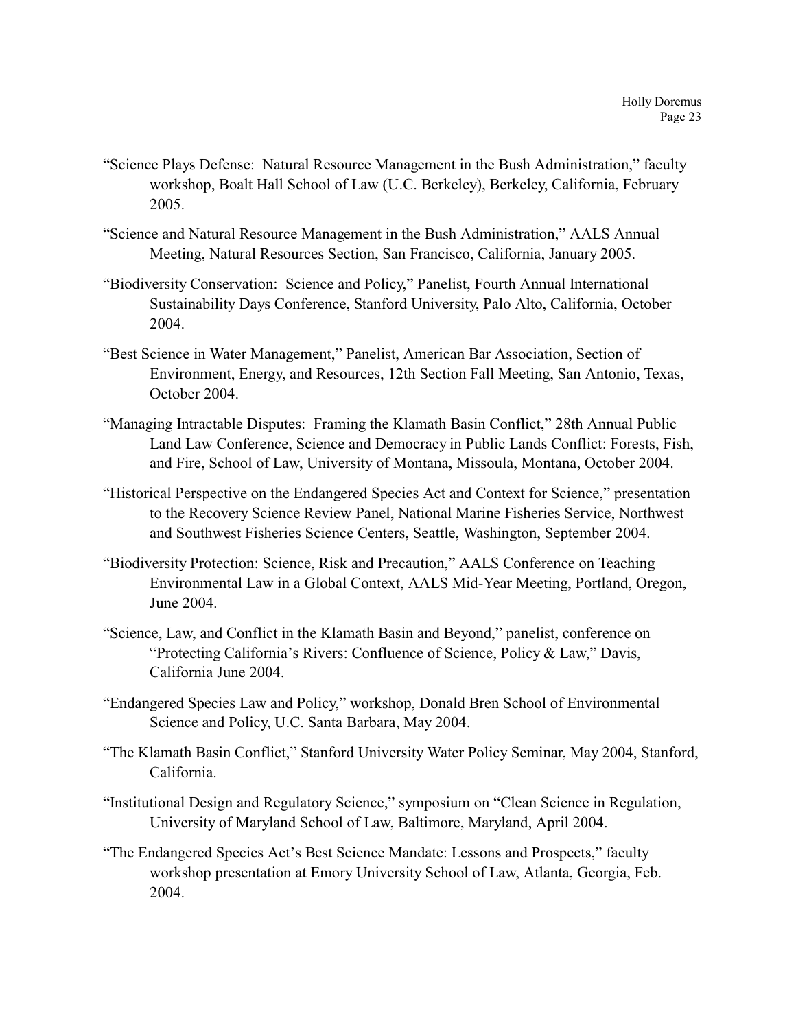"Science Plays Defense: Natural Resource Management in the Bush Administration," faculty workshop, Boalt Hall School of Law (U.C. Berkeley), Berkeley, California, February 2005.

"Science and Natural Resource Management in the Bush Administration," AALS Annual Meeting, Natural Resources Section, San Francisco, California, January 2005.

"Biodiversity Conservation: Science and Policy," Panelist, Fourth Annual International Sustainability Days Conference, Stanford University, Palo Alto, California, October 2004.

"Best Science in Water Management," Panelist, American Bar Association, Section of Environment, Energy, and Resources, 12th Section Fall Meeting, San Antonio, Texas, October 2004.

"Managing Intractable Disputes: Framing the Klamath Basin Conflict," 28th Annual Public Land Law Conference, Science and Democracy in Public Lands Conflict: Forests, Fish, and Fire, School of Law, University of Montana, Missoula, Montana, October 2004.

"Historical Perspective on the Endangered Species Act and Context for Science," presentation to the Recovery Science Review Panel, National Marine Fisheries Service, Northwest and Southwest Fisheries Science Centers, Seattle, Washington, September 2004.

"Biodiversity Protection: Science, Risk and Precaution," AALS Conference on Teaching Environmental Law in a Global Context, AALS Mid-Year Meeting, Portland, Oregon, June 2004.

"Science, Law, and Conflict in the Klamath Basin and Beyond," panelist, conference on "Protecting California's Rivers: Confluence of Science, Policy & Law," Davis, California June 2004.

"Endangered Species Law and Policy," workshop, Donald Bren School of Environmental Science and Policy, U.C. Santa Barbara, May 2004.

"The Klamath Basin Conflict," Stanford University Water Policy Seminar, May 2004, Stanford, California.

"Institutional Design and Regulatory Science," symposium on "Clean Science in Regulation, University of Maryland School of Law, Baltimore, Maryland, April 2004.

"The Endangered Species Act's Best Science Mandate: Lessons and Prospects," faculty workshop presentation at Emory University School of Law, Atlanta, Georgia, Feb. 2004.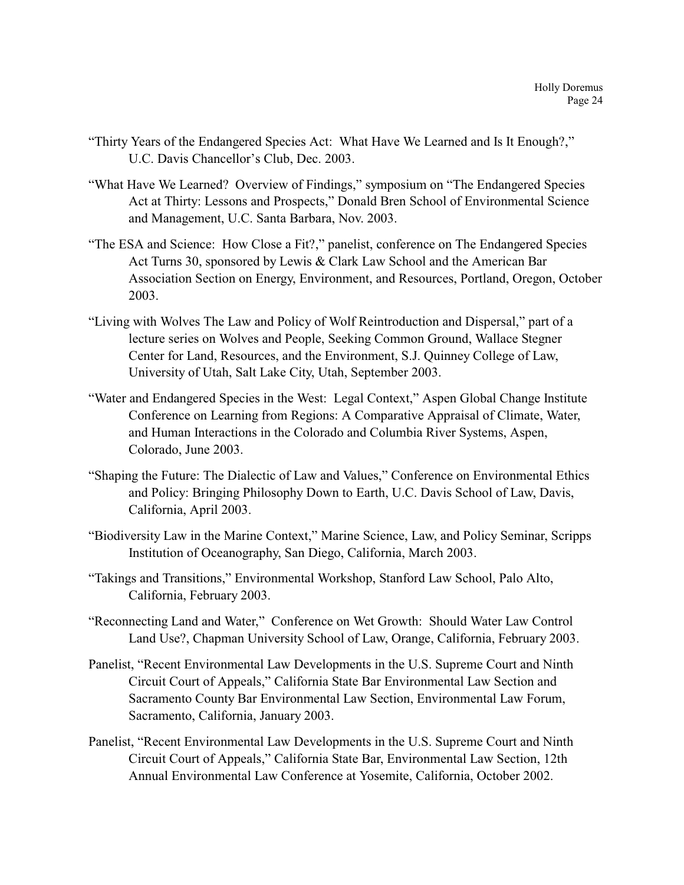"Thirty Years of the Endangered Species Act: What Have We Learned and Is It Enough?," U.C. Davis Chancellor's Club, Dec. 2003.

"What Have We Learned? Overview of Findings," symposium on "The Endangered Species Act at Thirty: Lessons and Prospects," Donald Bren School of Environmental Science and Management, U.C. Santa Barbara, Nov. 2003.

"The ESA and Science: How Close a Fit?," panelist, conference on The Endangered Species Act Turns 30, sponsored by Lewis & Clark Law School and the American Bar Association Section on Energy, Environment, and Resources, Portland, Oregon, October 2003.

"Living with Wolves The Law and Policy of Wolf Reintroduction and Dispersal," part of a lecture series on Wolves and People, Seeking Common Ground, Wallace Stegner Center for Land, Resources, and the Environment, S.J. Quinney College of Law, University of Utah, Salt Lake City, Utah, September 2003.

"Water and Endangered Species in the West: Legal Context," Aspen Global Change Institute Conference on Learning from Regions: A Comparative Appraisal of Climate, Water, and Human Interactions in the Colorado and Columbia River Systems, Aspen, Colorado, June 2003.

"Shaping the Future: The Dialectic of Law and Values," Conference on Environmental Ethics and Policy: Bringing Philosophy Down to Earth, U.C. Davis School of Law, Davis, California, April 2003.

"Biodiversity Law in the Marine Context," Marine Science, Law, and Policy Seminar, Scripps Institution of Oceanography, San Diego, California, March 2003.

"Takings and Transitions," Environmental Workshop, Stanford Law School, Palo Alto, California, February 2003.

"Reconnecting Land and Water," Conference on Wet Growth: Should Water Law Control Land Use?, Chapman University School of Law, Orange, California, February 2003.

Panelist, "Recent Environmental Law Developments in the U.S. Supreme Court and Ninth Circuit Court of Appeals," California State Bar Environmental Law Section and Sacramento County Bar Environmental Law Section, Environmental Law Forum, Sacramento, California, January 2003.

Panelist, "Recent Environmental Law Developments in the U.S. Supreme Court and Ninth Circuit Court of Appeals," California State Bar, Environmental Law Section, 12th Annual Environmental Law Conference at Yosemite, California, October 2002.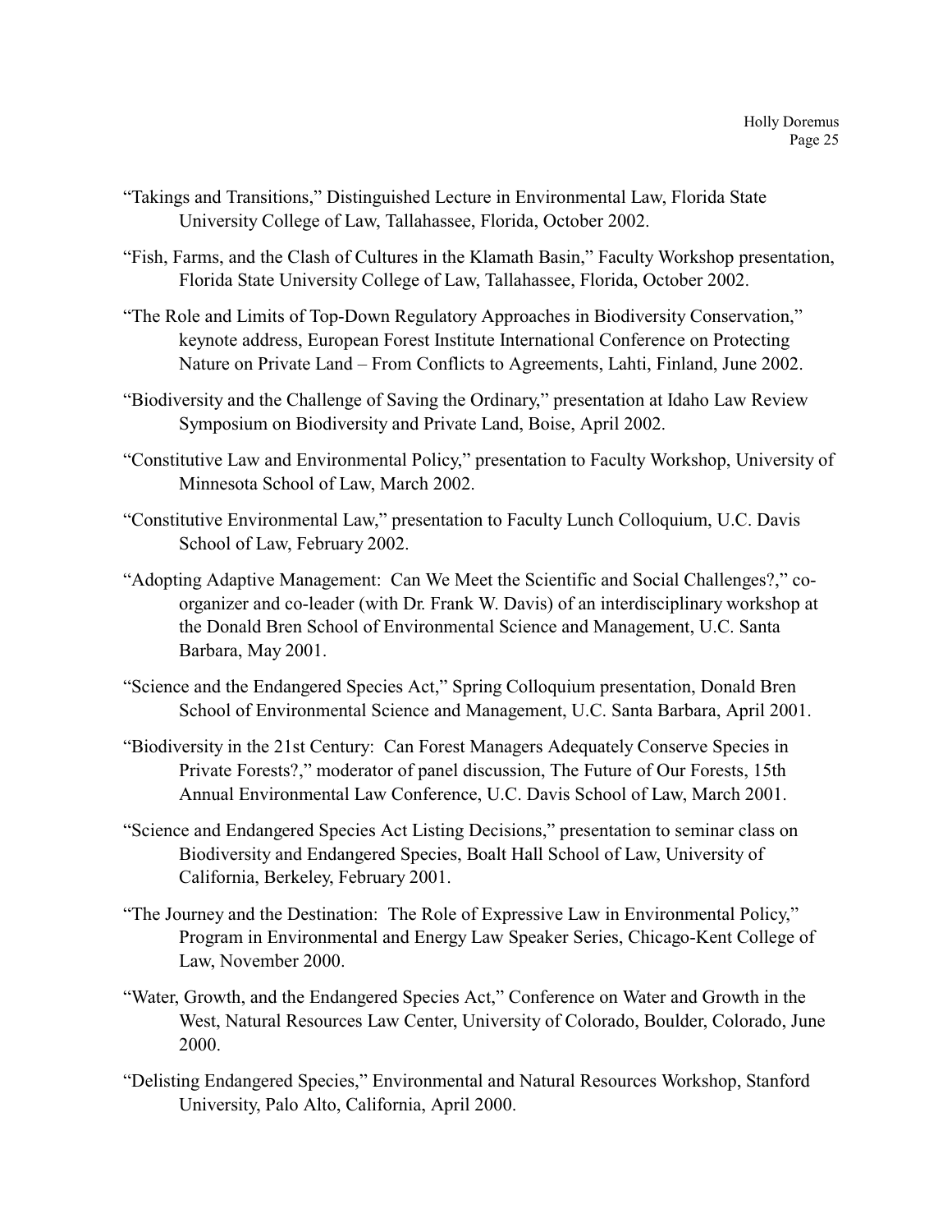"Takings and Transitions," Distinguished Lecture in Environmental Law, Florida State University College of Law, Tallahassee, Florida, October 2002.

"Fish, Farms, and the Clash of Cultures in the Klamath Basin," Faculty Workshop presentation, Florida State University College of Law, Tallahassee, Florida, October 2002.

"The Role and Limits of Top-Down Regulatory Approaches in Biodiversity Conservation," keynote address, European Forest Institute International Conference on Protecting Nature on Private Land – From Conflicts to Agreements, Lahti, Finland, June 2002.

"Biodiversity and the Challenge of Saving the Ordinary," presentation at Idaho Law Review Symposium on Biodiversity and Private Land, Boise, April 2002.

"Constitutive Law and Environmental Policy," presentation to Faculty Workshop, University of Minnesota School of Law, March 2002.

"Constitutive Environmental Law," presentation to Faculty Lunch Colloquium, U.C. Davis School of Law, February 2002.

"Adopting Adaptive Management: Can We Meet the Scientific and Social Challenges?," co-organizer and co-leader (with Dr. Frank W. Davis) of an interdisciplinary workshop at the Donald Bren School of Environmental Science and Management, U.C. Santa Barbara, May 2001.

"Science and the Endangered Species Act," Spring Colloquium presentation, Donald Bren School of Environmental Science and Management, U.C. Santa Barbara, April 2001.

"Biodiversity in the 21st Century: Can Forest Managers Adequately Conserve Species in Private Forests?," moderator of panel discussion, The Future of Our Forests, 15th Annual Environmental Law Conference, U.C. Davis School of Law, March 2001.

"Science and Endangered Species Act Listing Decisions," presentation to seminar class on Biodiversity and Endangered Species, Boalt Hall School of Law, University of California, Berkeley, February 2001.

"The Journey and the Destination: The Role of Expressive Law in Environmental Policy," Program in Environmental and Energy Law Speaker Series, Chicago-Kent College of Law, November 2000.

"Water, Growth, and the Endangered Species Act," Conference on Water and Growth in the West, Natural Resources Law Center, University of Colorado, Boulder, Colorado, June 2000.

"Delisting Endangered Species," Environmental and Natural Resources Workshop, Stanford University, Palo Alto, California, April 2000.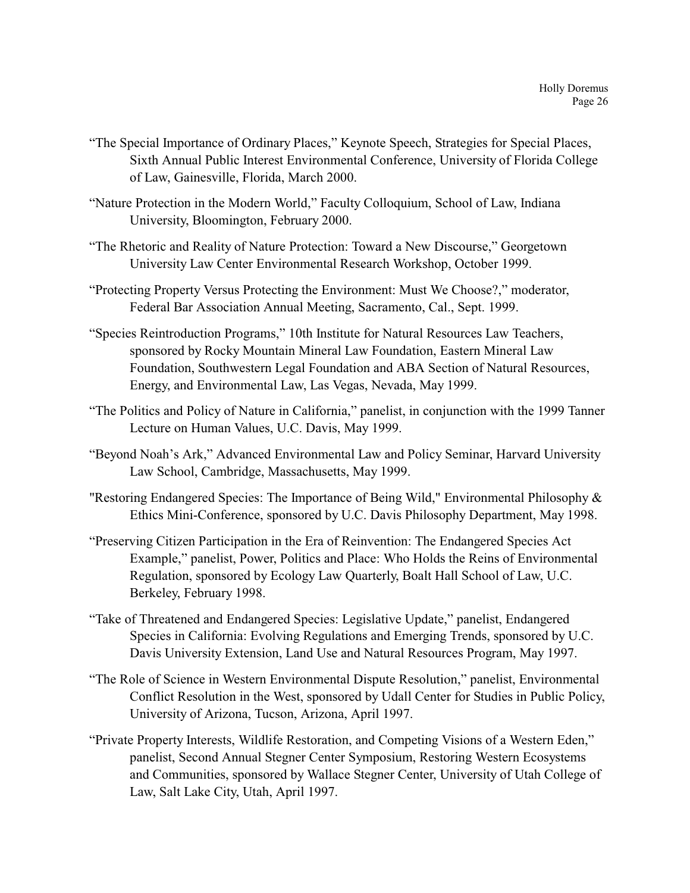"The Special Importance of Ordinary Places," Keynote Speech, Strategies for Special Places, Sixth Annual Public Interest Environmental Conference, University of Florida College of Law, Gainesville, Florida, March 2000.

"Nature Protection in the Modern World," Faculty Colloquium, School of Law, Indiana University, Bloomington, February 2000.

"The Rhetoric and Reality of Nature Protection: Toward a New Discourse," Georgetown University Law Center Environmental Research Workshop, October 1999.

"Protecting Property Versus Protecting the Environment: Must We Choose?," moderator, Federal Bar Association Annual Meeting, Sacramento, Cal., Sept. 1999.

"Species Reintroduction Programs," 10th Institute for Natural Resources Law Teachers, sponsored by Rocky Mountain Mineral Law Foundation, Eastern Mineral Law Foundation, Southwestern Legal Foundation and ABA Section of Natural Resources, Energy, and Environmental Law, Las Vegas, Nevada, May 1999.

"The Politics and Policy of Nature in California," panelist, in conjunction with the 1999 Tanner Lecture on Human Values, U.C. Davis, May 1999.

"Beyond Noah's Ark," Advanced Environmental Law and Policy Seminar, Harvard University Law School, Cambridge, Massachusetts, May 1999.

"Restoring Endangered Species: The Importance of Being Wild," Environmental Philosophy & Ethics Mini-Conference, sponsored by U.C. Davis Philosophy Department, May 1998.

"Preserving Citizen Participation in the Era of Reinvention: The Endangered Species Act Example," panelist, Power, Politics and Place: Who Holds the Reins of Environmental Regulation, sponsored by Ecology Law Quarterly, Boalt Hall School of Law, U.C. Berkeley, February 1998.

"Take of Threatened and Endangered Species: Legislative Update," panelist, Endangered Species in California: Evolving Regulations and Emerging Trends, sponsored by U.C. Davis University Extension, Land Use and Natural Resources Program, May 1997.

"The Role of Science in Western Environmental Dispute Resolution," panelist, Environmental Conflict Resolution in the West, sponsored by Udall Center for Studies in Public Policy, University of Arizona, Tucson, Arizona, April 1997.

"Private Property Interests, Wildlife Restoration, and Competing Visions of a Western Eden," panelist, Second Annual Stegner Center Symposium, Restoring Western Ecosystems and Communities, sponsored by Wallace Stegner Center, University of Utah College of Law, Salt Lake City, Utah, April 1997.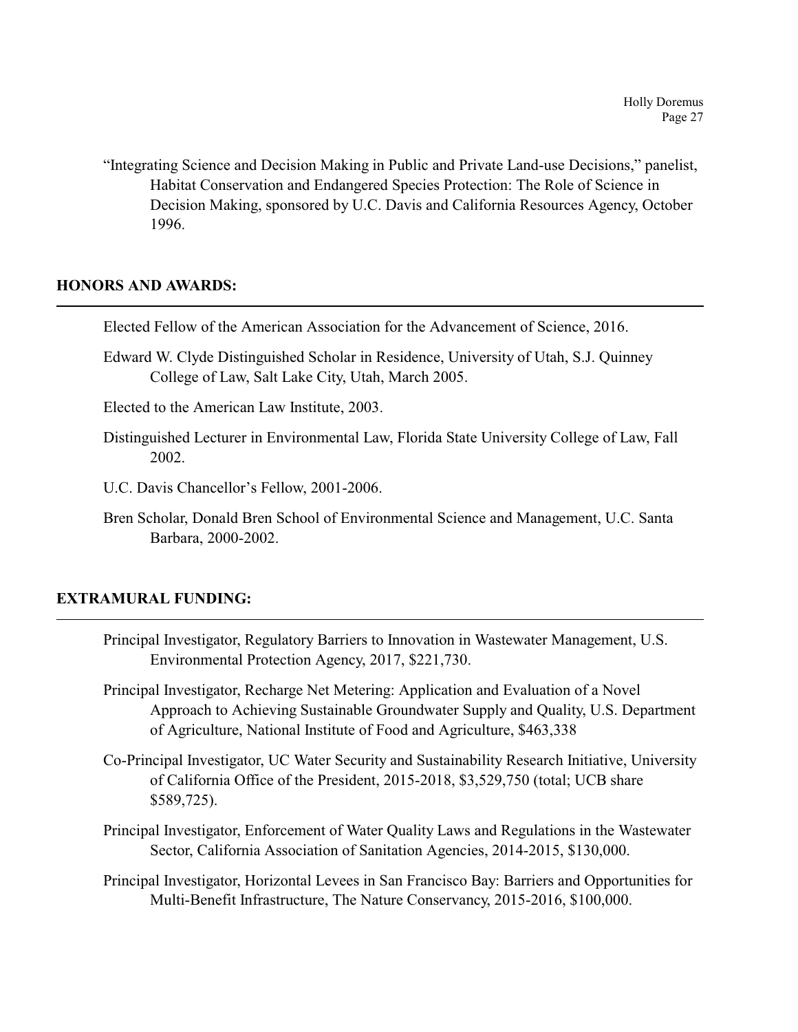"Integrating Science and Decision Making in Public and Private Land-use Decisions," panelist, Habitat Conservation and Endangered Species Protection: The Role of Science in Decision Making, sponsored by U.C. Davis and California Resources Agency, October 1996.

## HONORS AND AWARDS:

Elected Fellow of the American Association for the Advancement of Science, 2016.

Edward W. Clyde Distinguished Scholar in Residence, University of Utah, S.J. Quinney College of Law, Salt Lake City, Utah, March 2005.

Elected to the American Law Institute, 2003.

Distinguished Lecturer in Environmental Law, Florida State University College of Law, Fall 2002.

U.C. Davis Chancellor's Fellow, 2001-2006.

Bren Scholar, Donald Bren School of Environmental Science and Management, U.C. Santa Barbara, 2000-2002.

## EXTRAMURAL FUNDING:

Principal Investigator, Regulatory Barriers to Innovation in Wastewater Management, U.S. Environmental Protection Agency, 2017, $221,730.

Principal Investigator, Recharge Net Metering: Application and Evaluation of a Novel Approach to Achieving Sustainable Groundwater Supply and Quality, U.S. Department of Agriculture, National Institute of Food and Agriculture, $463,338

Co-Principal Investigator, UC Water Security and Sustainability Research Initiative, University of California Office of the President, 2015-2018, $3,529,750 (total; UCB share $589,725).

Principal Investigator, Enforcement of Water Quality Laws and Regulations in the Wastewater Sector, California Association of Sanitation Agencies, 2014-2015, $130,000.

Principal Investigator, Horizontal Levees in San Francisco Bay: Barriers and Opportunities for Multi-Benefit Infrastructure, The Nature Conservancy, 2015-2016, $100,000.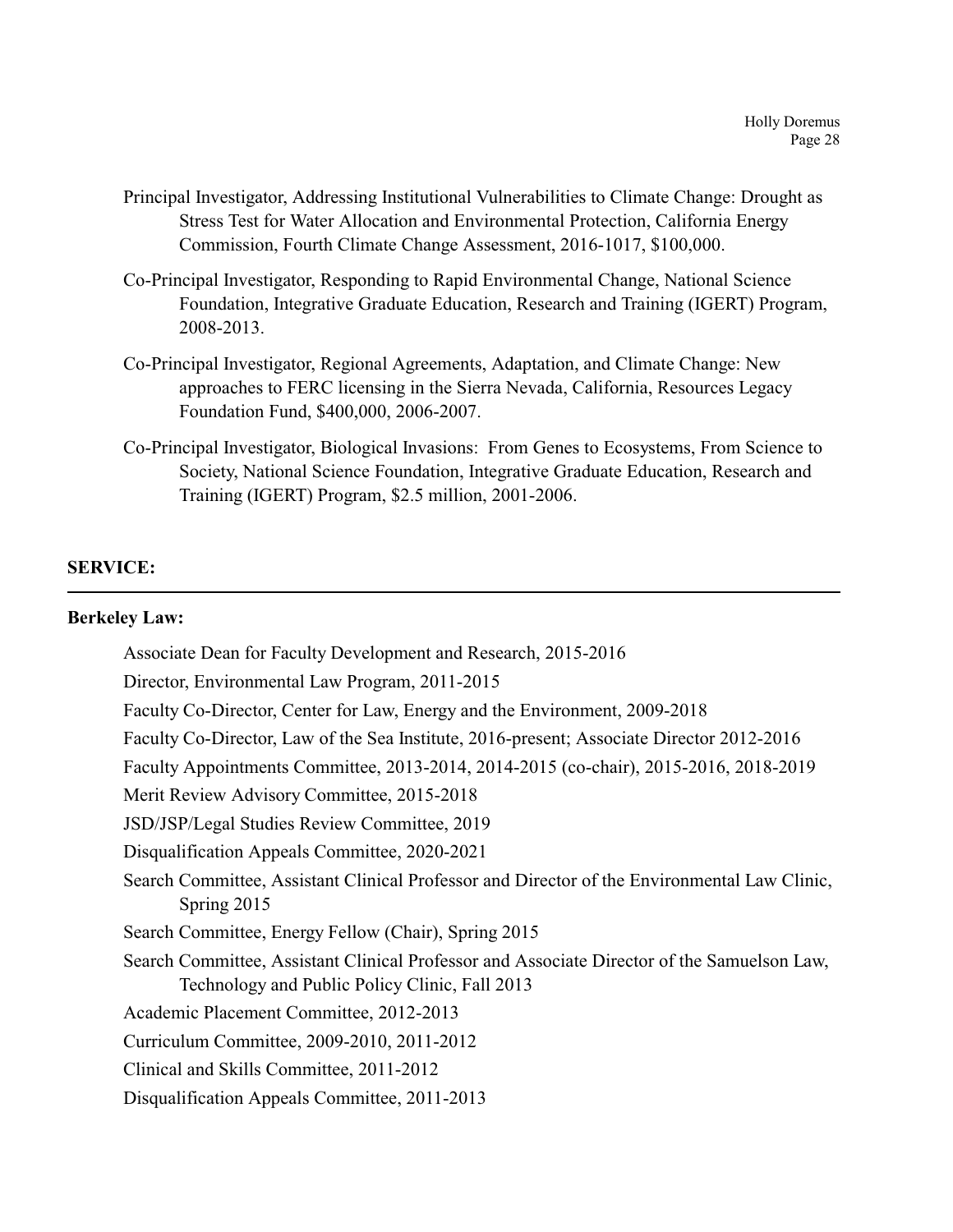Principal Investigator, Addressing Institutional Vulnerabilities to Climate Change: Drought as Stress Test for Water Allocation and Environmental Protection, California Energy Commission, Fourth Climate Change Assessment, 2016-1017, $100,000.

Co-Principal Investigator, Responding to Rapid Environmental Change, National Science Foundation, Integrative Graduate Education, Research and Training (IGERT) Program, 2008-2013.

Co-Principal Investigator, Regional Agreements, Adaptation, and Climate Change: New approaches to FERC licensing in the Sierra Nevada, California, Resources Legacy Foundation Fund, $400,000, 2006-2007.

Co-Principal Investigator, Biological Invasions: From Genes to Ecosystems, From Science to Society, National Science Foundation, Integrative Graduate Education, Research and Training (IGERT) Program, $2.5 million, 2001-2006.

## SERVICE:

### Berkeley Law:

Associate Dean for Faculty Development and Research, 2015-2016

Director, Environmental Law Program, 2011-2015

Faculty Co-Director, Center for Law, Energy and the Environment, 2009-2018

Faculty Co-Director, Law of the Sea Institute, 2016-present; Associate Director 2012-2016

Faculty Appointments Committee, 2013-2014, 2014-2015 (co-chair), 2015-2016, 2018-2019

Merit Review Advisory Committee, 2015-2018

JSD/JSP/Legal Studies Review Committee, 2019

Disqualification Appeals Committee, 2020-2021

Search Committee, Assistant Clinical Professor and Director of the Environmental Law Clinic, Spring 2015

Search Committee, Energy Fellow (Chair), Spring 2015

Search Committee, Assistant Clinical Professor and Associate Director of the Samuelson Law, Technology and Public Policy Clinic, Fall 2013

Academic Placement Committee, 2012-2013

Curriculum Committee, 2009-2010, 2011-2012

Clinical and Skills Committee, 2011-2012

Disqualification Appeals Committee, 2011-2013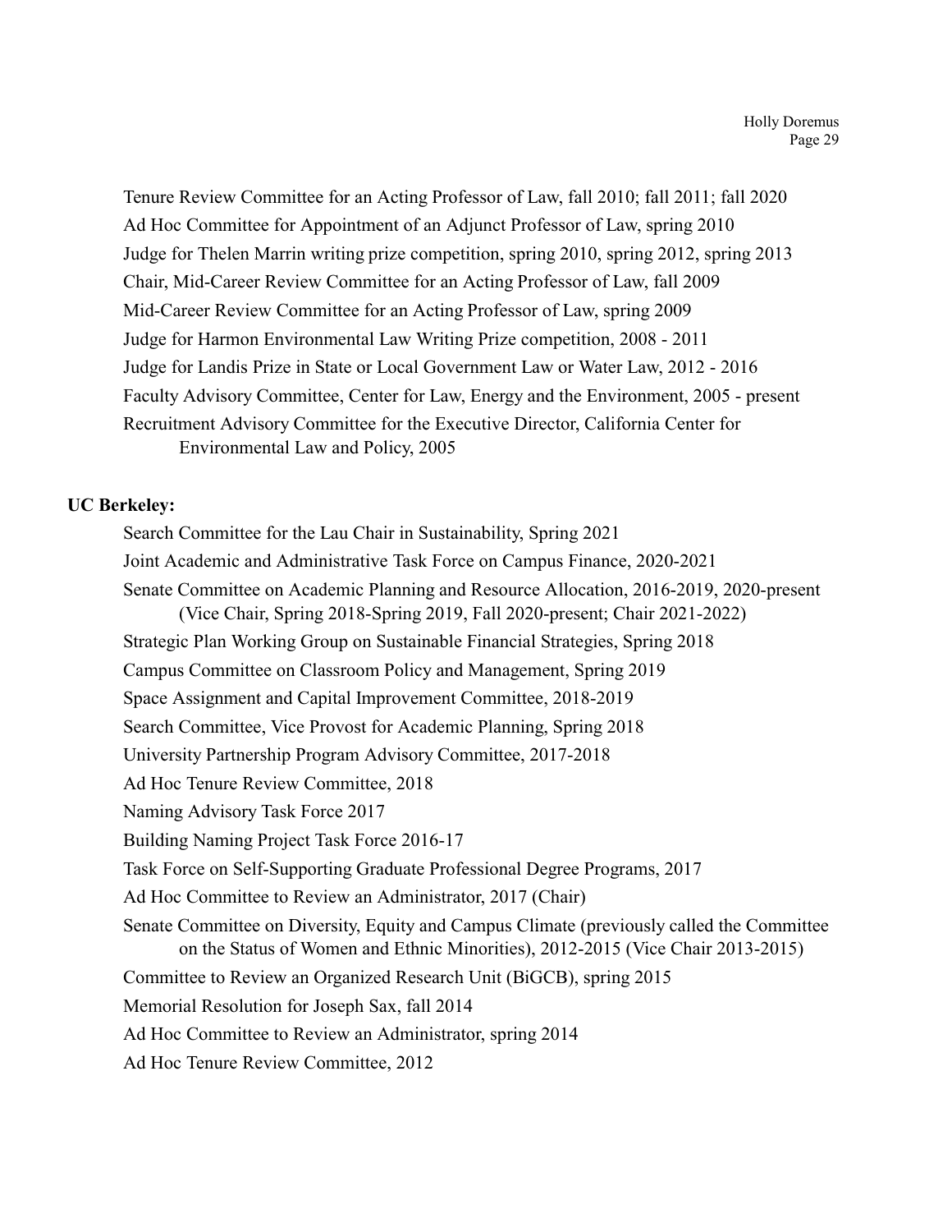Tenure Review Committee for an Acting Professor of Law, fall 2010; fall 2011; fall 2020

Ad Hoc Committee for Appointment of an Adjunct Professor of Law, spring 2010

Judge for Thelen Marrin writing prize competition, spring 2010, spring 2012, spring 2013

Chair, Mid-Career Review Committee for an Acting Professor of Law, fall 2009

Mid-Career Review Committee for an Acting Professor of Law, spring 2009

Judge for Harmon Environmental Law Writing Prize competition, 2008 - 2011

Judge for Landis Prize in State or Local Government Law or Water Law, 2012 - 2016

Faculty Advisory Committee, Center for Law, Energy and the Environment, 2005 - present

Recruitment Advisory Committee for the Executive Director, California Center for Environmental Law and Policy, 2005

**UC Berkeley:**

Search Committee for the Lau Chair in Sustainability, Spring 2021

Joint Academic and Administrative Task Force on Campus Finance, 2020-2021

Senate Committee on Academic Planning and Resource Allocation, 2016-2019, 2020-present (Vice Chair, Spring 2018-Spring 2019, Fall 2020-present; Chair 2021-2022)

Strategic Plan Working Group on Sustainable Financial Strategies, Spring 2018

Campus Committee on Classroom Policy and Management, Spring 2019

Space Assignment and Capital Improvement Committee, 2018-2019

Search Committee, Vice Provost for Academic Planning, Spring 2018

University Partnership Program Advisory Committee, 2017-2018

Ad Hoc Tenure Review Committee, 2018

Naming Advisory Task Force 2017

Building Naming Project Task Force 2016-17

Task Force on Self-Supporting Graduate Professional Degree Programs, 2017

Ad Hoc Committee to Review an Administrator, 2017 (Chair)

Senate Committee on Diversity, Equity and Campus Climate (previously called the Committee on the Status of Women and Ethnic Minorities), 2012-2015 (Vice Chair 2013-2015)

Committee to Review an Organized Research Unit (BiGCB), spring 2015

Memorial Resolution for Joseph Sax, fall 2014

Ad Hoc Committee to Review an Administrator, spring 2014

Ad Hoc Tenure Review Committee, 2012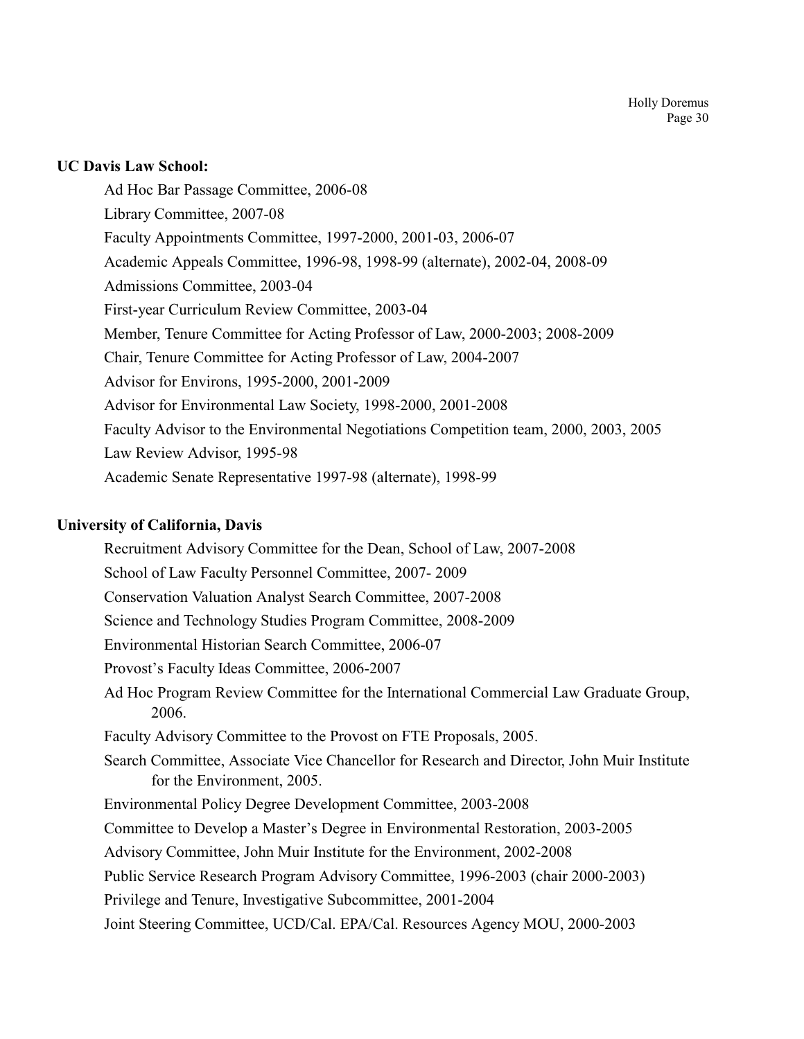**UC Davis Law School:**

Ad Hoc Bar Passage Committee, 2006-08

Library Committee, 2007-08

Faculty Appointments Committee, 1997-2000, 2001-03, 2006-07

Academic Appeals Committee, 1996-98, 1998-99 (alternate), 2002-04, 2008-09

Admissions Committee, 2003-04

First-year Curriculum Review Committee, 2003-04

Member, Tenure Committee for Acting Professor of Law, 2000-2003; 2008-2009

Chair, Tenure Committee for Acting Professor of Law, 2004-2007

Advisor for Environs, 1995-2000, 2001-2009

Advisor for Environmental Law Society, 1998-2000, 2001-2008

Faculty Advisor to the Environmental Negotiations Competition team, 2000, 2003, 2005

Law Review Advisor, 1995-98

Academic Senate Representative 1997-98 (alternate), 1998-99

**University of California, Davis**

Recruitment Advisory Committee for the Dean, School of Law, 2007-2008

School of Law Faculty Personnel Committee, 2007- 2009

Conservation Valuation Analyst Search Committee, 2007-2008

Science and Technology Studies Program Committee, 2008-2009

Environmental Historian Search Committee, 2006-07

Provost's Faculty Ideas Committee, 2006-2007

Ad Hoc Program Review Committee for the International Commercial Law Graduate Group, 2006.

Faculty Advisory Committee to the Provost on FTE Proposals, 2005.

Search Committee, Associate Vice Chancellor for Research and Director, John Muir Institute for the Environment, 2005.

Environmental Policy Degree Development Committee, 2003-2008

Committee to Develop a Master's Degree in Environmental Restoration, 2003-2005

Advisory Committee, John Muir Institute for the Environment, 2002-2008

Public Service Research Program Advisory Committee, 1996-2003 (chair 2000-2003)

Privilege and Tenure, Investigative Subcommittee, 2001-2004

Joint Steering Committee, UCD/Cal. EPA/Cal. Resources Agency MOU, 2000-2003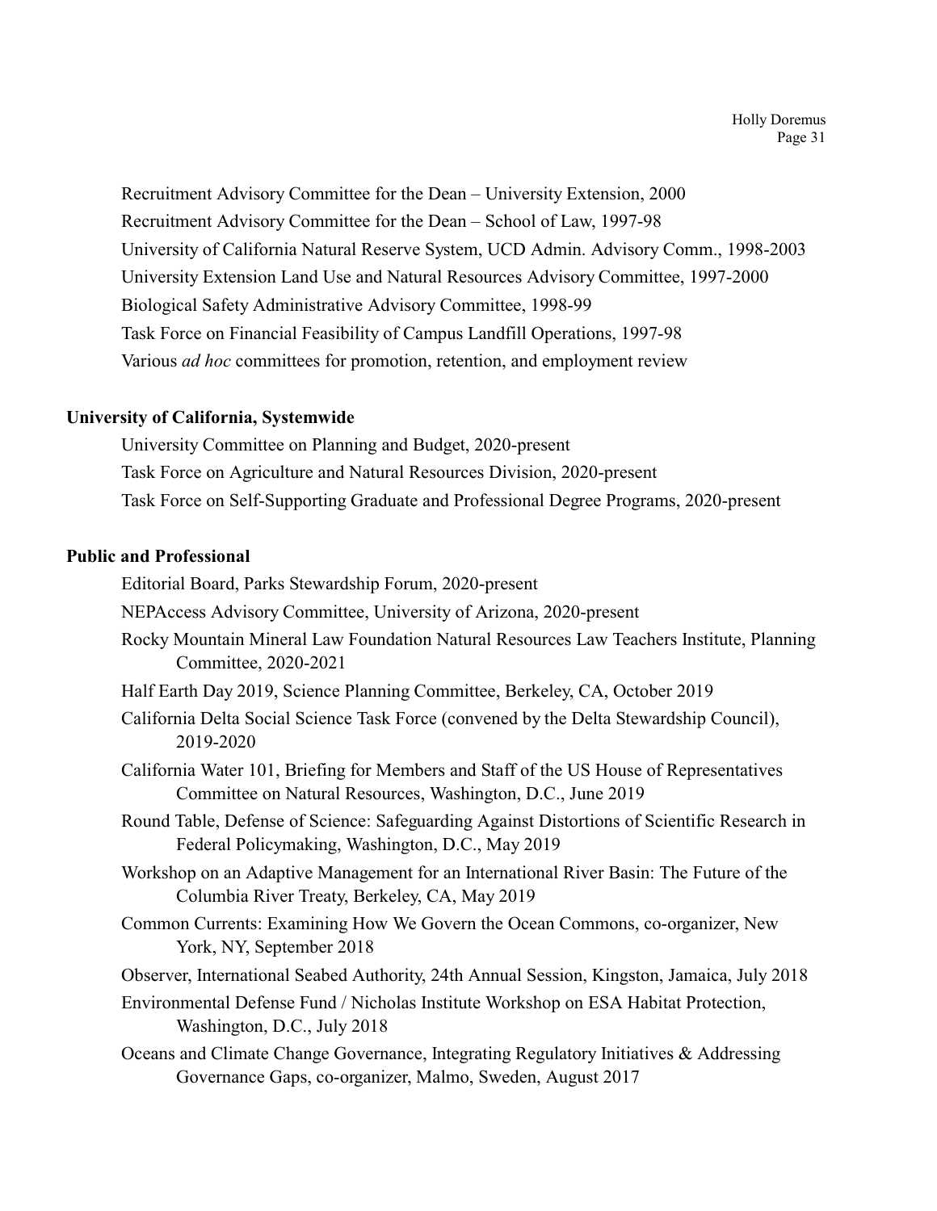Recruitment Advisory Committee for the Dean – University Extension, 2000

Recruitment Advisory Committee for the Dean – School of Law, 1997-98

University of California Natural Reserve System, UCD Admin. Advisory Comm., 1998-2003

University Extension Land Use and Natural Resources Advisory Committee, 1997-2000

Biological Safety Administrative Advisory Committee, 1998-99

Task Force on Financial Feasibility of Campus Landfill Operations, 1997-98

Various *ad hoc* committees for promotion, retention, and employment review

**University of California, Systemwide**

University Committee on Planning and Budget, 2020-present

Task Force on Agriculture and Natural Resources Division, 2020-present

Task Force on Self-Supporting Graduate and Professional Degree Programs, 2020-present

**Public and Professional**

Editorial Board, Parks Stewardship Forum, 2020-present

NEPAccess Advisory Committee, University of Arizona, 2020-present

Rocky Mountain Mineral Law Foundation Natural Resources Law Teachers Institute, Planning Committee, 2020-2021

Half Earth Day 2019, Science Planning Committee, Berkeley, CA, October 2019

California Delta Social Science Task Force (convened by the Delta Stewardship Council), 2019-2020

California Water 101, Briefing for Members and Staff of the US House of Representatives Committee on Natural Resources, Washington, D.C., June 2019

Round Table, Defense of Science: Safeguarding Against Distortions of Scientific Research in Federal Policymaking, Washington, D.C., May 2019

Workshop on an Adaptive Management for an International River Basin: The Future of the Columbia River Treaty, Berkeley, CA, May 2019

Common Currents: Examining How We Govern the Ocean Commons, co-organizer, New York, NY, September 2018

Observer, International Seabed Authority, 24th Annual Session, Kingston, Jamaica, July 2018

Environmental Defense Fund / Nicholas Institute Workshop on ESA Habitat Protection, Washington, D.C., July 2018

Oceans and Climate Change Governance, Integrating Regulatory Initiatives & Addressing Governance Gaps, co-organizer, Malmo, Sweden, August 2017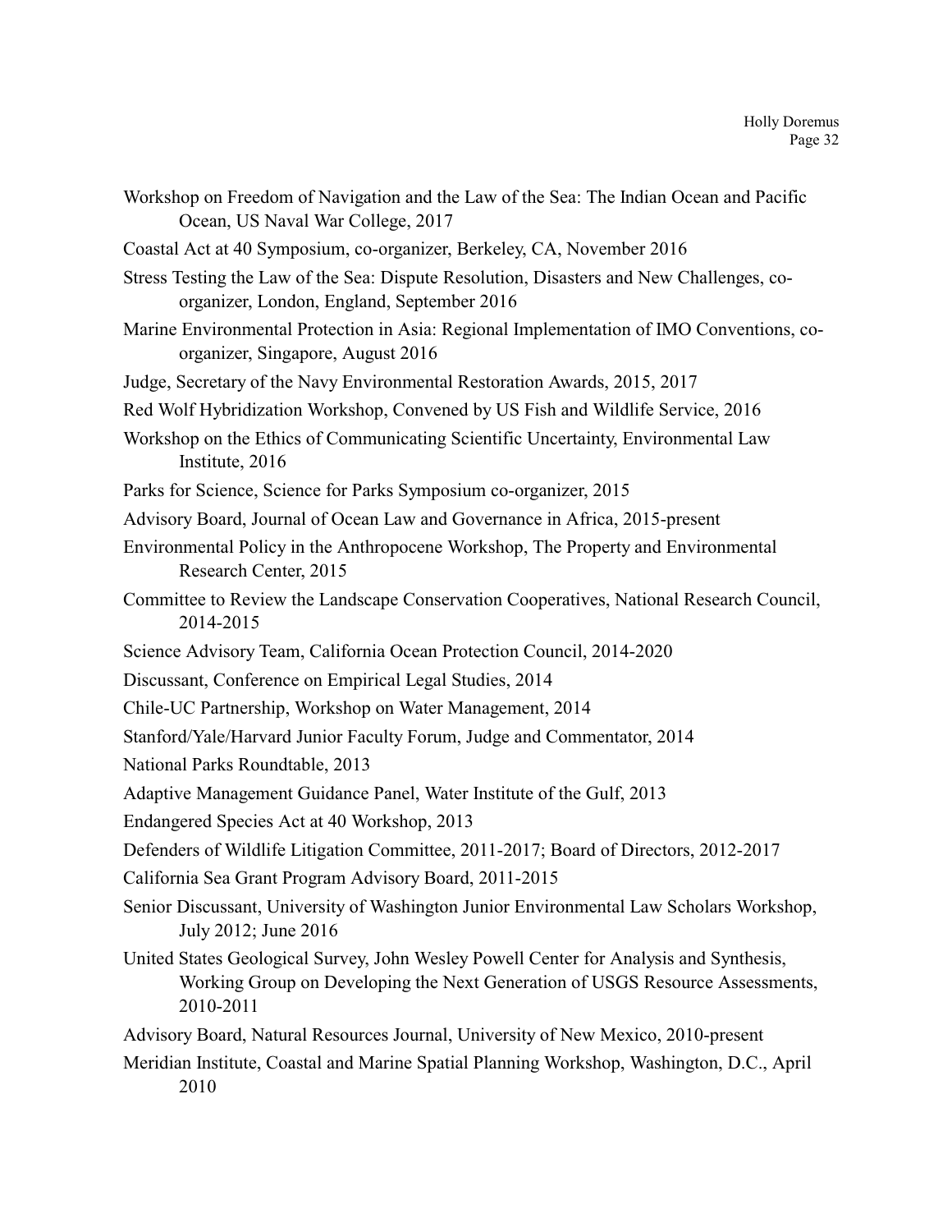Workshop on Freedom of Navigation and the Law of the Sea: The Indian Ocean and Pacific Ocean, US Naval War College, 2017

Coastal Act at 40 Symposium, co-organizer, Berkeley, CA, November 2016

Stress Testing the Law of the Sea: Dispute Resolution, Disasters and New Challenges, co-organizer, London, England, September 2016

Marine Environmental Protection in Asia: Regional Implementation of IMO Conventions, co-organizer, Singapore, August 2016

Judge, Secretary of the Navy Environmental Restoration Awards, 2015, 2017

Red Wolf Hybridization Workshop, Convened by US Fish and Wildlife Service, 2016

Workshop on the Ethics of Communicating Scientific Uncertainty, Environmental Law Institute, 2016

Parks for Science, Science for Parks Symposium co-organizer, 2015

Advisory Board, Journal of Ocean Law and Governance in Africa, 2015-present

Environmental Policy in the Anthropocene Workshop, The Property and Environmental Research Center, 2015

Committee to Review the Landscape Conservation Cooperatives, National Research Council, 2014-2015

Science Advisory Team, California Ocean Protection Council, 2014-2020

Discussant, Conference on Empirical Legal Studies, 2014

Chile-UC Partnership, Workshop on Water Management, 2014

Stanford/Yale/Harvard Junior Faculty Forum, Judge and Commentator, 2014

National Parks Roundtable, 2013

Adaptive Management Guidance Panel, Water Institute of the Gulf, 2013

Endangered Species Act at 40 Workshop, 2013

Defenders of Wildlife Litigation Committee, 2011-2017; Board of Directors, 2012-2017

California Sea Grant Program Advisory Board, 2011-2015

Senior Discussant, University of Washington Junior Environmental Law Scholars Workshop, July 2012; June 2016

United States Geological Survey, John Wesley Powell Center for Analysis and Synthesis, Working Group on Developing the Next Generation of USGS Resource Assessments, 2010-2011

Advisory Board, Natural Resources Journal, University of New Mexico, 2010-present

Meridian Institute, Coastal and Marine Spatial Planning Workshop, Washington, D.C., April 2010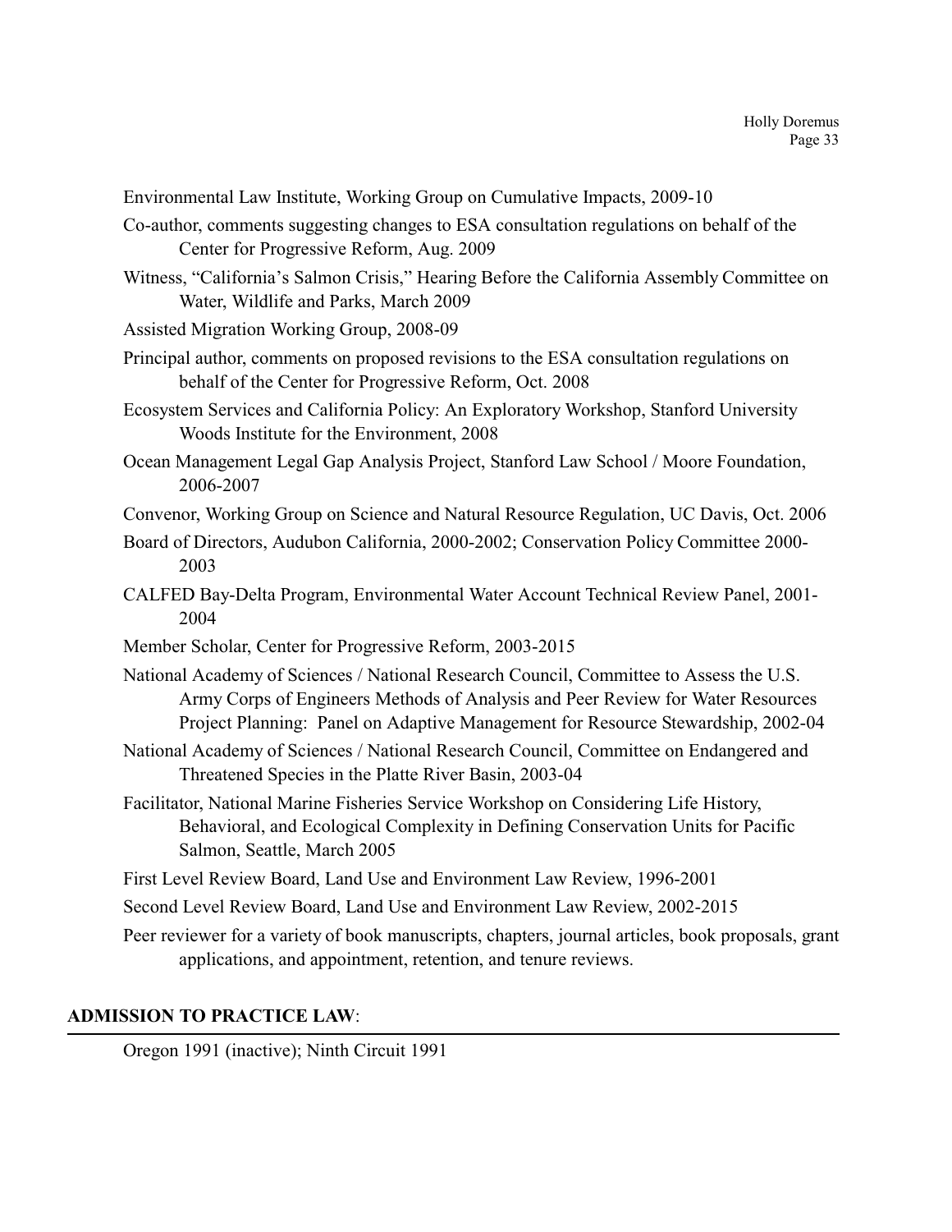Environmental Law Institute, Working Group on Cumulative Impacts, 2009-10

Co-author, comments suggesting changes to ESA consultation regulations on behalf of the Center for Progressive Reform, Aug. 2009

Witness, "California's Salmon Crisis," Hearing Before the California Assembly Committee on Water, Wildlife and Parks, March 2009

Assisted Migration Working Group, 2008-09

Principal author, comments on proposed revisions to the ESA consultation regulations on behalf of the Center for Progressive Reform, Oct. 2008

Ecosystem Services and California Policy: An Exploratory Workshop, Stanford University Woods Institute for the Environment, 2008

Ocean Management Legal Gap Analysis Project, Stanford Law School / Moore Foundation, 2006-2007

Convenor, Working Group on Science and Natural Resource Regulation, UC Davis, Oct. 2006

Board of Directors, Audubon California, 2000-2002; Conservation Policy Committee 2000-2003

CALFED Bay-Delta Program, Environmental Water Account Technical Review Panel, 2001-2004

Member Scholar, Center for Progressive Reform, 2003-2015

National Academy of Sciences / National Research Council, Committee to Assess the U.S. Army Corps of Engineers Methods of Analysis and Peer Review for Water Resources Project Planning: Panel on Adaptive Management for Resource Stewardship, 2002-04

National Academy of Sciences / National Research Council, Committee on Endangered and Threatened Species in the Platte River Basin, 2003-04

Facilitator, National Marine Fisheries Service Workshop on Considering Life History, Behavioral, and Ecological Complexity in Defining Conservation Units for Pacific Salmon, Seattle, March 2005

First Level Review Board, Land Use and Environment Law Review, 1996-2001

Second Level Review Board, Land Use and Environment Law Review, 2002-2015

Peer reviewer for a variety of book manuscripts, chapters, journal articles, book proposals, grant applications, and appointment, retention, and tenure reviews.

## ADMISSION TO PRACTICE LAW:

Oregon 1991 (inactive); Ninth Circuit 1991